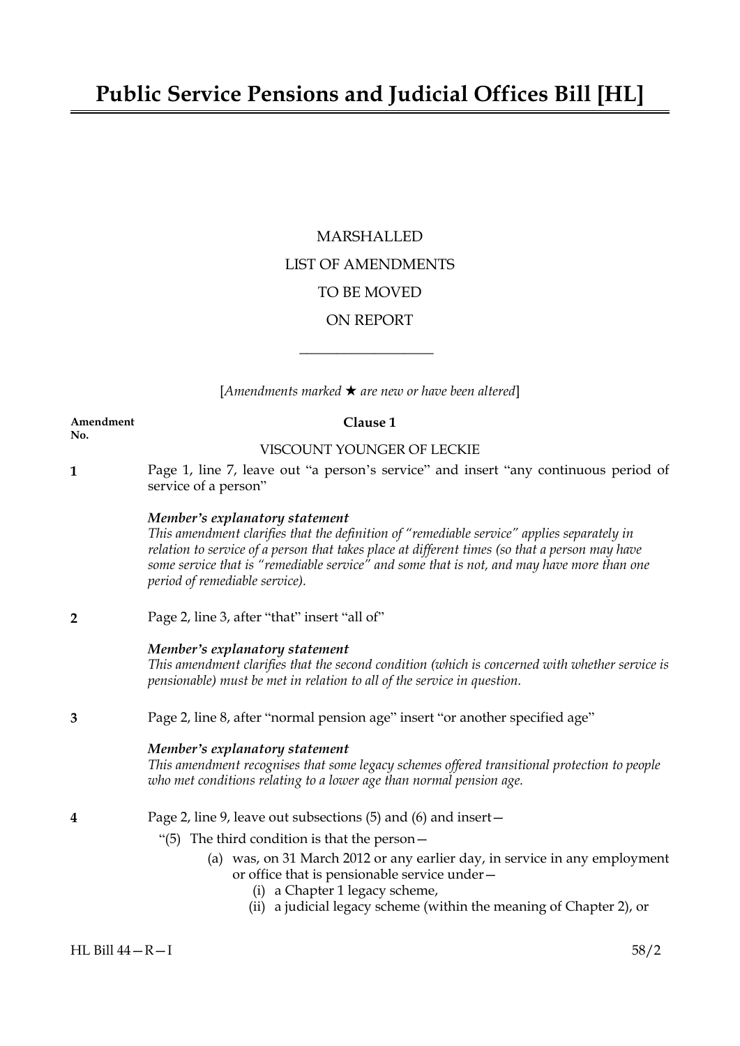# Public Service Pensions and Judicial Offices Bill [HL]

MARSHALLED

LIST OF AMENDMENTS

TO BE MOVED

ON REPORT

---

[*Amendments marked ★ are new or have been altered*]

**Amendment No.**

**Clause 1**

VISCOUNT YOUNGER OF LECKIE

**1** Page 1, line 7, leave out "a person's service" and insert "any continuous period of service of a person"

***Member's explanatory statement***
*This amendment clarifies that the definition of "remediable service" applies separately in relation to service of a person that takes place at different times (so that a person may have some service that is "remediable service" and some that is not, and may have more than one period of remediable service).*

**2** Page 2, line 3, after "that" insert "all of"

***Member's explanatory statement***
*This amendment clarifies that the second condition (which is concerned with whether service is pensionable) must be met in relation to all of the service in question.*

**3** Page 2, line 8, after "normal pension age" insert "or another specified age"

***Member's explanatory statement***
*This amendment recognises that some legacy schemes offered transitional protection to people who met conditions relating to a lower age than normal pension age.*

**4** Page 2, line 9, leave out subsections (5) and (6) and insert—

"(5) The third condition is that the person—

(a) was, on 31 March 2012 or any earlier day, in service in any employment or office that is pensionable service under—

(i) a Chapter 1 legacy scheme,

(ii) a judicial legacy scheme (within the meaning of Chapter 2), or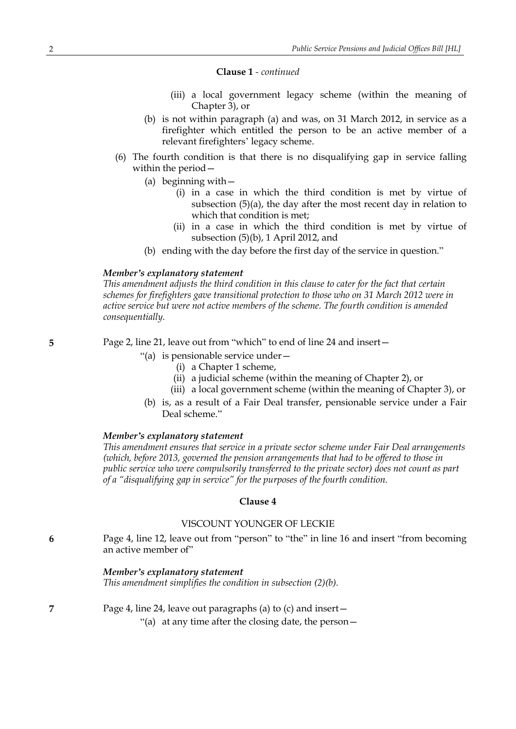**Clause 1** - *continued*

- (iii) a local government legacy scheme (within the meaning of Chapter 3), or

(b) is not within paragraph (a) and was, on 31 March 2012, in service as a firefighter which entitled the person to be an active member of a relevant firefighters' legacy scheme.

(6) The fourth condition is that there is no disqualifying gap in service falling within the period—

(a) beginning with—

- (i) in a case in which the third condition is met by virtue of subsection (5)(a), the day after the most recent day in relation to which that condition is met;
- (ii) in a case in which the third condition is met by virtue of subsection (5)(b), 1 April 2012, and

(b) ending with the day before the first day of the service in question."

***Member's explanatory statement***

*This amendment adjusts the third condition in this clause to cater for the fact that certain schemes for firefighters gave transitional protection to those who on 31 March 2012 were in active service but were not active members of the scheme. The fourth condition is amended consequentially.*

**5** Page 2, line 21, leave out from "which" to end of line 24 and insert—

"(a) is pensionable service under—

- (i) a Chapter 1 scheme,
- (ii) a judicial scheme (within the meaning of Chapter 2), or
- (iii) a local government scheme (within the meaning of Chapter 3), or

(b) is, as a result of a Fair Deal transfer, pensionable service under a Fair Deal scheme."

***Member's explanatory statement***

*This amendment ensures that service in a private sector scheme under Fair Deal arrangements (which, before 2013, governed the pension arrangements that had to be offered to those in public service who were compulsorily transferred to the private sector) does not count as part of a "disqualifying gap in service" for the purposes of the fourth condition.*

**Clause 4**

VISCOUNT YOUNGER OF LECKIE

**6** Page 4, line 12, leave out from "person" to "the" in line 16 and insert "from becoming an active member of"

***Member's explanatory statement***

*This amendment simplifies the condition in subsection (2)(b).*

**7** Page 4, line 24, leave out paragraphs (a) to (c) and insert—

"(a) at any time after the closing date, the person—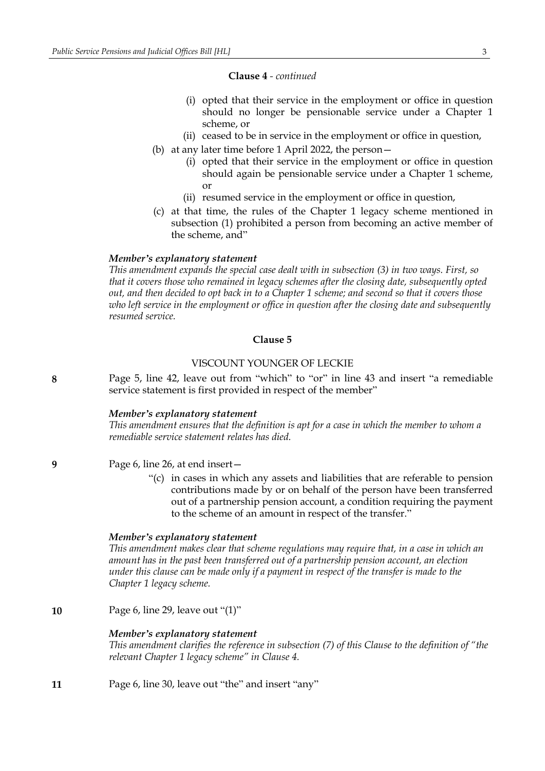**Clause 4** - *continued*

- (i) opted that their service in the employment or office in question should no longer be pensionable service under a Chapter 1 scheme, or
- (ii) ceased to be in service in the employment or office in question,

(b) at any later time before 1 April 2022, the person—

- (i) opted that their service in the employment or office in question should again be pensionable service under a Chapter 1 scheme, or
- (ii) resumed service in the employment or office in question,

(c) at that time, the rules of the Chapter 1 legacy scheme mentioned in subsection (1) prohibited a person from becoming an active member of the scheme, and"

***Member's explanatory statement***

*This amendment expands the special case dealt with in subsection (3) in two ways. First, so that it covers those who remained in legacy schemes after the closing date, subsequently opted out, and then decided to opt back in to a Chapter 1 scheme; and second so that it covers those who left service in the employment or office in question after the closing date and subsequently resumed service.*

**Clause 5**

VISCOUNT YOUNGER OF LECKIE

**8** Page 5, line 42, leave out from "which" to "or" in line 43 and insert "a remediable service statement is first provided in respect of the member"

***Member's explanatory statement***

*This amendment ensures that the definition is apt for a case in which the member to whom a remediable service statement relates has died.*

**9** Page 6, line 26, at end insert—

"(c) in cases in which any assets and liabilities that are referable to pension contributions made by or on behalf of the person have been transferred out of a partnership pension account, a condition requiring the payment to the scheme of an amount in respect of the transfer."

***Member's explanatory statement***

*This amendment makes clear that scheme regulations may require that, in a case in which an amount has in the past been transferred out of a partnership pension account, an election under this clause can be made only if a payment in respect of the transfer is made to the Chapter 1 legacy scheme.*

**10** Page 6, line 29, leave out "(1)"

***Member's explanatory statement***

*This amendment clarifies the reference in subsection (7) of this Clause to the definition of "the relevant Chapter 1 legacy scheme" in Clause 4.*

**11** Page 6, line 30, leave out "the" and insert "any"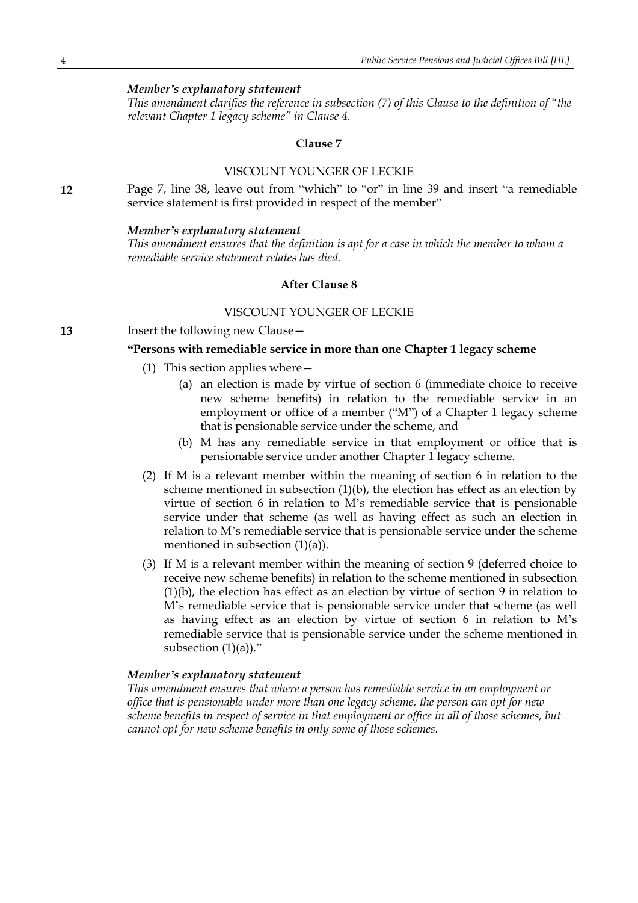*Member's explanatory statement*

*This amendment clarifies the reference in subsection (7) of this Clause to the definition of "the relevant Chapter 1 legacy scheme" in Clause 4.*

### Clause 7

VISCOUNT YOUNGER OF LECKIE

**12** Page 7, line 38, leave out from "which" to "or" in line 39 and insert "a remediable service statement is first provided in respect of the member"

*Member's explanatory statement*

*This amendment ensures that the definition is apt for a case in which the member to whom a remediable service statement relates has died.*

### After Clause 8

VISCOUNT YOUNGER OF LECKIE

**13** Insert the following new Clause—

**"Persons with remediable service in more than one Chapter 1 legacy scheme**

(1) This section applies where—

(a) an election is made by virtue of section 6 (immediate choice to receive new scheme benefits) in relation to the remediable service in an employment or office of a member ("M") of a Chapter 1 legacy scheme that is pensionable service under the scheme, and

(b) M has any remediable service in that employment or office that is pensionable service under another Chapter 1 legacy scheme.

(2) If M is a relevant member within the meaning of section 6 in relation to the scheme mentioned in subsection (1)(b), the election has effect as an election by virtue of section 6 in relation to M's remediable service that is pensionable service under that scheme (as well as having effect as such an election in relation to M's remediable service that is pensionable service under the scheme mentioned in subsection (1)(a)).

(3) If M is a relevant member within the meaning of section 9 (deferred choice to receive new scheme benefits) in relation to the scheme mentioned in subsection (1)(b), the election has effect as an election by virtue of section 9 in relation to M's remediable service that is pensionable service under that scheme (as well as having effect as an election by virtue of section 6 in relation to M's remediable service that is pensionable service under the scheme mentioned in subsection (1)(a))."

*Member's explanatory statement*

*This amendment ensures that where a person has remediable service in an employment or office that is pensionable under more than one legacy scheme, the person can opt for new scheme benefits in respect of service in that employment or office in all of those schemes, but cannot opt for new scheme benefits in only some of those schemes.*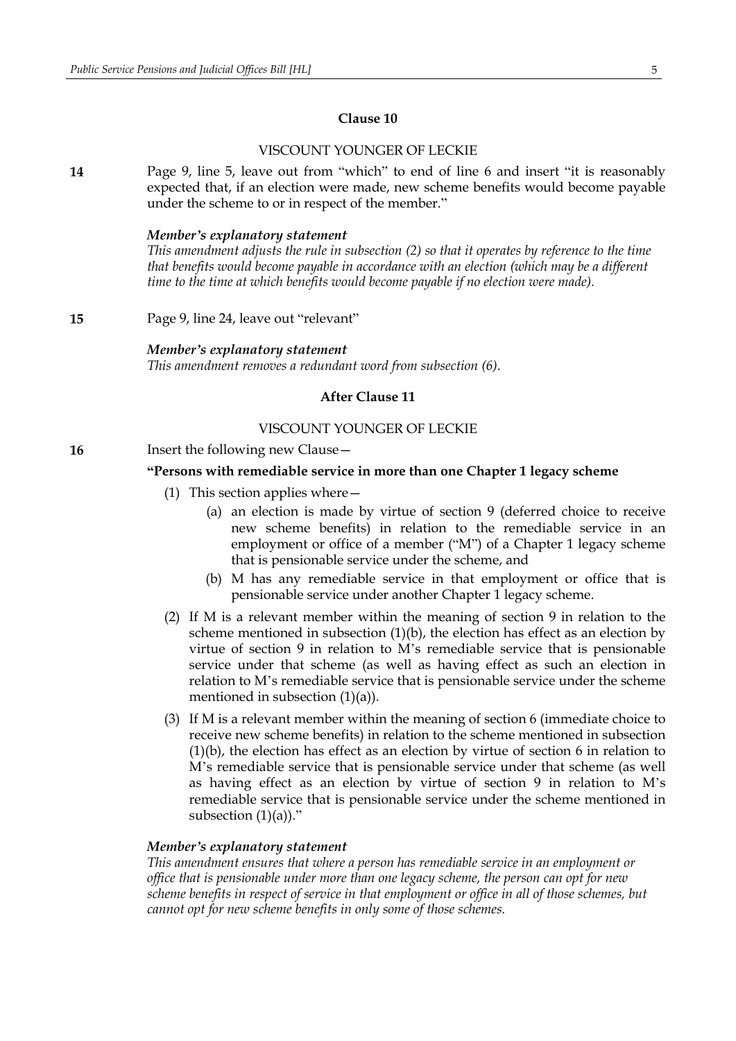### Clause 10

VISCOUNT YOUNGER OF LECKIE

**14** Page 9, line 5, leave out from "which" to end of line 6 and insert "it is reasonably expected that, if an election were made, new scheme benefits would become payable under the scheme to or in respect of the member."

***Member's explanatory statement***

*This amendment adjusts the rule in subsection (2) so that it operates by reference to the time that benefits would become payable in accordance with an election (which may be a different time to the time at which benefits would become payable if no election were made).*

**15** Page 9, line 24, leave out "relevant"

***Member's explanatory statement***

*This amendment removes a redundant word from subsection (6).*

### After Clause 11

VISCOUNT YOUNGER OF LECKIE

**16** Insert the following new Clause—

**"Persons with remediable service in more than one Chapter 1 legacy scheme**

(1) This section applies where—

(a) an election is made by virtue of section 9 (deferred choice to receive new scheme benefits) in relation to the remediable service in an employment or office of a member ("M") of a Chapter 1 legacy scheme that is pensionable service under the scheme, and

(b) M has any remediable service in that employment or office that is pensionable service under another Chapter 1 legacy scheme.

(2) If M is a relevant member within the meaning of section 9 in relation to the scheme mentioned in subsection (1)(b), the election has effect as an election by virtue of section 9 in relation to M's remediable service that is pensionable service under that scheme (as well as having effect as such an election in relation to M's remediable service that is pensionable service under the scheme mentioned in subsection (1)(a)).

(3) If M is a relevant member within the meaning of section 6 (immediate choice to receive new scheme benefits) in relation to the scheme mentioned in subsection (1)(b), the election has effect as an election by virtue of section 6 in relation to M's remediable service that is pensionable service under that scheme (as well as having effect as an election by virtue of section 9 in relation to M's remediable service that is pensionable service under the scheme mentioned in subsection (1)(a))."

***Member's explanatory statement***

*This amendment ensures that where a person has remediable service in an employment or office that is pensionable under more than one legacy scheme, the person can opt for new scheme benefits in respect of service in that employment or office in all of those schemes, but cannot opt for new scheme benefits in only some of those schemes.*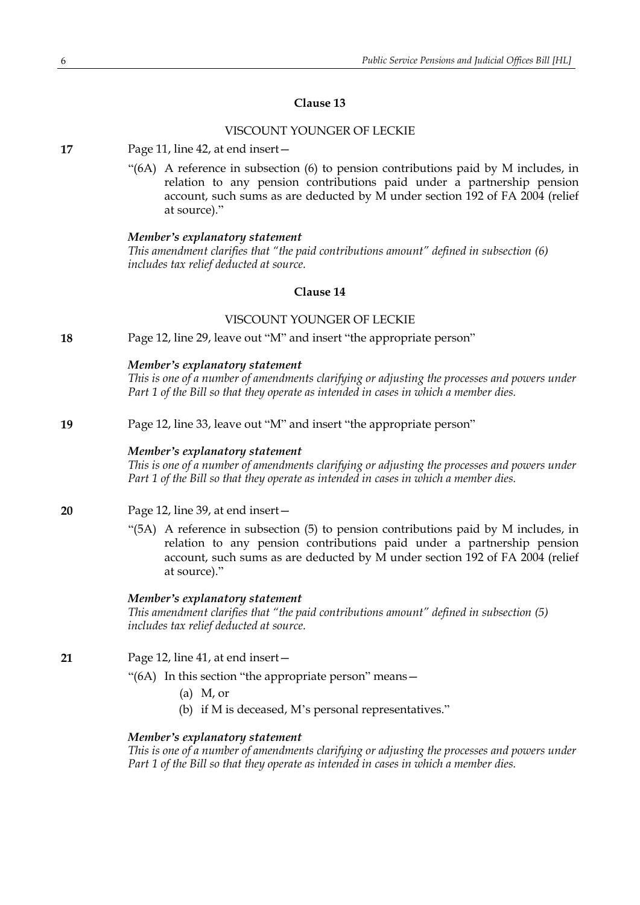### Clause 13

VISCOUNT YOUNGER OF LECKIE

**17** Page 11, line 42, at end insert—

"(6A) A reference in subsection (6) to pension contributions paid by M includes, in relation to any pension contributions paid under a partnership pension account, such sums as are deducted by M under section 192 of FA 2004 (relief at source)."

***Member's explanatory statement***

*This amendment clarifies that "the paid contributions amount" defined in subsection (6) includes tax relief deducted at source.*

### Clause 14

VISCOUNT YOUNGER OF LECKIE

**18** Page 12, line 29, leave out "M" and insert "the appropriate person"

***Member's explanatory statement***

*This is one of a number of amendments clarifying or adjusting the processes and powers under Part 1 of the Bill so that they operate as intended in cases in which a member dies.*

**19** Page 12, line 33, leave out "M" and insert "the appropriate person"

***Member's explanatory statement***

*This is one of a number of amendments clarifying or adjusting the processes and powers under Part 1 of the Bill so that they operate as intended in cases in which a member dies.*

**20** Page 12, line 39, at end insert—

"(5A) A reference in subsection (5) to pension contributions paid by M includes, in relation to any pension contributions paid under a partnership pension account, such sums as are deducted by M under section 192 of FA 2004 (relief at source)."

***Member's explanatory statement***

*This amendment clarifies that "the paid contributions amount" defined in subsection (5) includes tax relief deducted at source.*

**21** Page 12, line 41, at end insert—

"(6A) In this section "the appropriate person" means—

(a) M, or

(b) if M is deceased, M's personal representatives."

***Member's explanatory statement***

*This is one of a number of amendments clarifying or adjusting the processes and powers under Part 1 of the Bill so that they operate as intended in cases in which a member dies.*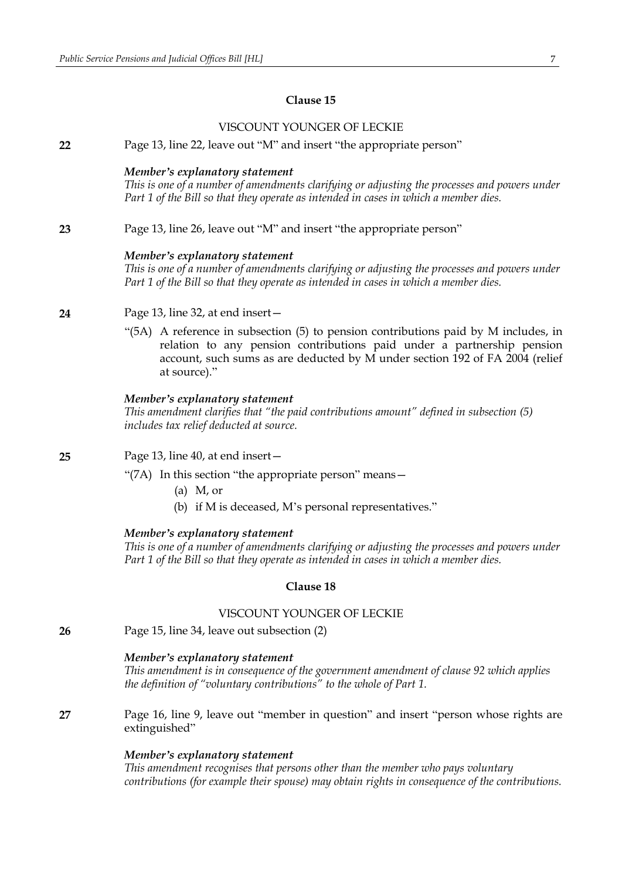### Clause 15

VISCOUNT YOUNGER OF LECKIE

**22** Page 13, line 22, leave out "M" and insert "the appropriate person"

***Member's explanatory statement***
*This is one of a number of amendments clarifying or adjusting the processes and powers under Part 1 of the Bill so that they operate as intended in cases in which a member dies.*

**23** Page 13, line 26, leave out "M" and insert "the appropriate person"

***Member's explanatory statement***
*This is one of a number of amendments clarifying or adjusting the processes and powers under Part 1 of the Bill so that they operate as intended in cases in which a member dies.*

**24** Page 13, line 32, at end insert—

"(5A) A reference in subsection (5) to pension contributions paid by M includes, in relation to any pension contributions paid under a partnership pension account, such sums as are deducted by M under section 192 of FA 2004 (relief at source)."

***Member's explanatory statement***
*This amendment clarifies that "the paid contributions amount" defined in subsection (5) includes tax relief deducted at source.*

**25** Page 13, line 40, at end insert—

"(7A) In this section "the appropriate person" means—

(a) M, or

(b) if M is deceased, M's personal representatives."

***Member's explanatory statement***
*This is one of a number of amendments clarifying or adjusting the processes and powers under Part 1 of the Bill so that they operate as intended in cases in which a member dies.*

### Clause 18

VISCOUNT YOUNGER OF LECKIE

**26** Page 15, line 34, leave out subsection (2)

***Member's explanatory statement***
*This amendment is in consequence of the government amendment of clause 92 which applies the definition of "voluntary contributions" to the whole of Part 1.*

**27** Page 16, line 9, leave out "member in question" and insert "person whose rights are extinguished"

***Member's explanatory statement***
*This amendment recognises that persons other than the member who pays voluntary contributions (for example their spouse) may obtain rights in consequence of the contributions.*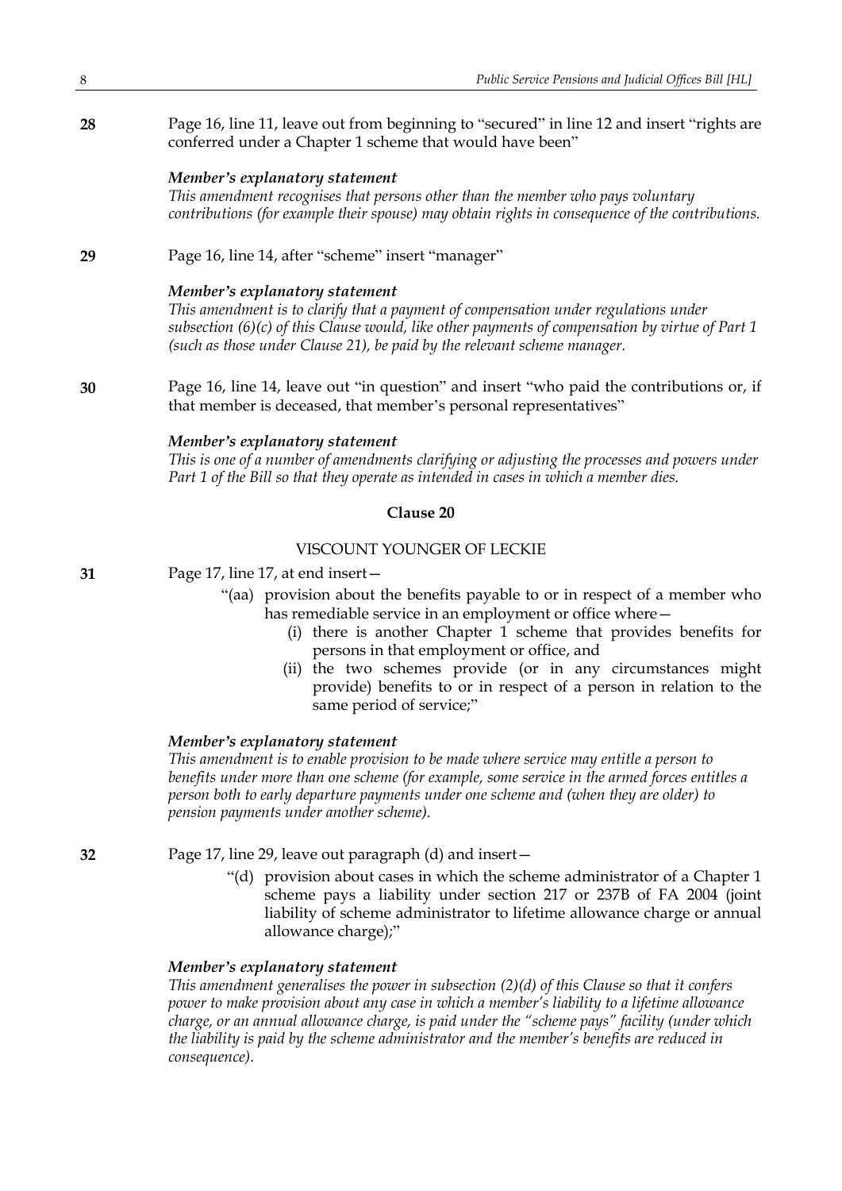**28** Page 16, line 11, leave out from beginning to "secured" in line 12 and insert "rights are conferred under a Chapter 1 scheme that would have been"

***Member's explanatory statement***

*This amendment recognises that persons other than the member who pays voluntary contributions (for example their spouse) may obtain rights in consequence of the contributions.*

**29** Page 16, line 14, after "scheme" insert "manager"

***Member's explanatory statement***

*This amendment is to clarify that a payment of compensation under regulations under subsection (6)(c) of this Clause would, like other payments of compensation by virtue of Part 1 (such as those under Clause 21), be paid by the relevant scheme manager.*

**30** Page 16, line 14, leave out "in question" and insert "who paid the contributions or, if that member is deceased, that member's personal representatives"

***Member's explanatory statement***

*This is one of a number of amendments clarifying or adjusting the processes and powers under Part 1 of the Bill so that they operate as intended in cases in which a member dies.*

**Clause 20**

VISCOUNT YOUNGER OF LECKIE

**31** Page 17, line 17, at end insert—

"(aa) provision about the benefits payable to or in respect of a member who has remediable service in an employment or office where—
   (i) there is another Chapter 1 scheme that provides benefits for persons in that employment or office, and
   (ii) the two schemes provide (or in any circumstances might provide) benefits to or in respect of a person in relation to the same period of service;"

***Member's explanatory statement***

*This amendment is to enable provision to be made where service may entitle a person to benefits under more than one scheme (for example, some service in the armed forces entitles a person both to early departure payments under one scheme and (when they are older) to pension payments under another scheme).*

**32** Page 17, line 29, leave out paragraph (d) and insert—

"(d) provision about cases in which the scheme administrator of a Chapter 1 scheme pays a liability under section 217 or 237B of FA 2004 (joint liability of scheme administrator to lifetime allowance charge or annual allowance charge);"

***Member's explanatory statement***

*This amendment generalises the power in subsection (2)(d) of this Clause so that it confers power to make provision about any case in which a member's liability to a lifetime allowance charge, or an annual allowance charge, is paid under the "scheme pays" facility (under which the liability is paid by the scheme administrator and the member's benefits are reduced in consequence).*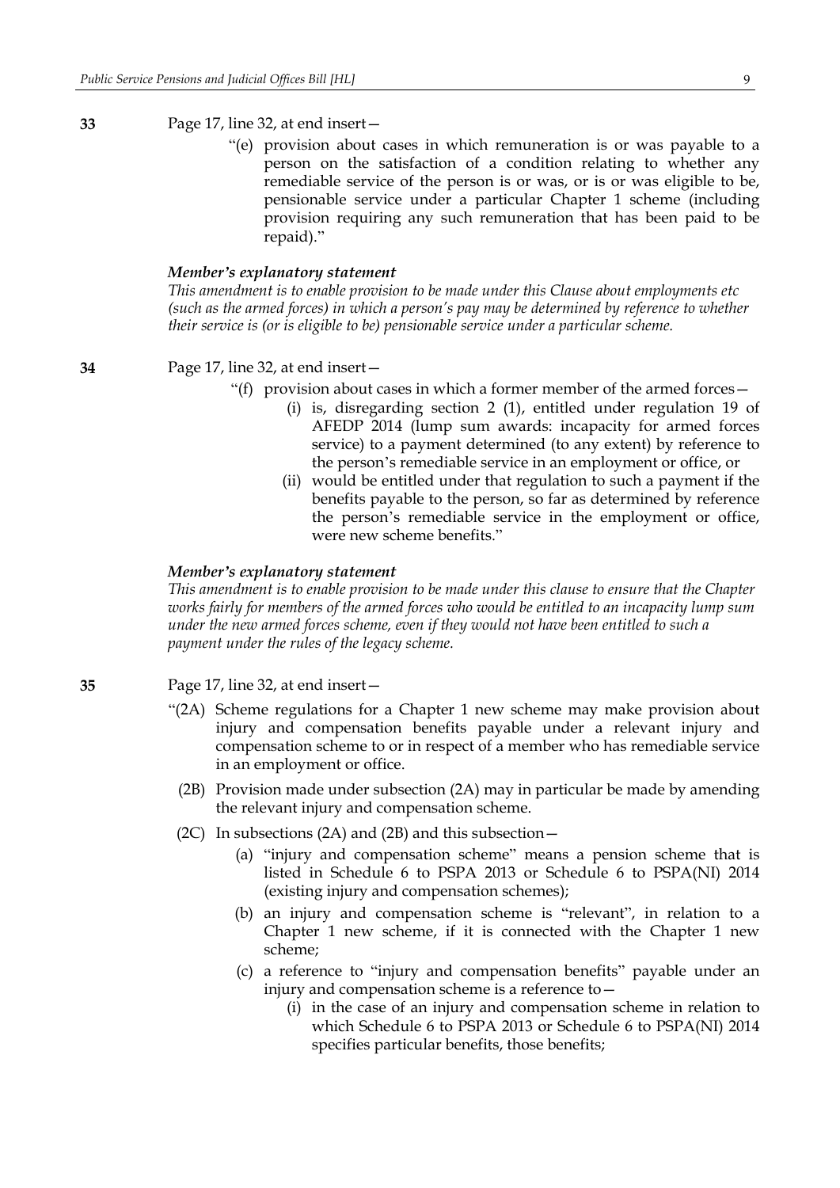**33** Page 17, line 32, at end insert—

> "(e) provision about cases in which remuneration is or was payable to a person on the satisfaction of a condition relating to whether any remediable service of the person is or was, or is or was eligible to be, pensionable service under a particular Chapter 1 scheme (including provision requiring any such remuneration that has been paid to be repaid)."

***Member's explanatory statement***

*This amendment is to enable provision to be made under this Clause about employments etc (such as the armed forces) in which a person's pay may be determined by reference to whether their service is (or is eligible to be) pensionable service under a particular scheme.*

**34** Page 17, line 32, at end insert—

> "(f) provision about cases in which a former member of the armed forces—
>
> (i) is, disregarding section 2 (1), entitled under regulation 19 of AFEDP 2014 (lump sum awards: incapacity for armed forces service) to a payment determined (to any extent) by reference to the person's remediable service in an employment or office, or
>
> (ii) would be entitled under that regulation to such a payment if the benefits payable to the person, so far as determined by reference the person's remediable service in the employment or office, were new scheme benefits."

***Member's explanatory statement***

*This amendment is to enable provision to be made under this clause to ensure that the Chapter works fairly for members of the armed forces who would be entitled to an incapacity lump sum under the new armed forces scheme, even if they would not have been entitled to such a payment under the rules of the legacy scheme.*

**35** Page 17, line 32, at end insert—

> "(2A) Scheme regulations for a Chapter 1 new scheme may make provision about injury and compensation benefits payable under a relevant injury and compensation scheme to or in respect of a member who has remediable service in an employment or office.
>
> (2B) Provision made under subsection (2A) may in particular be made by amending the relevant injury and compensation scheme.
>
> (2C) In subsections (2A) and (2B) and this subsection—
>
> (a) "injury and compensation scheme" means a pension scheme that is listed in Schedule 6 to PSPA 2013 or Schedule 6 to PSPA(NI) 2014 (existing injury and compensation schemes);
>
> (b) an injury and compensation scheme is "relevant", in relation to a Chapter 1 new, if it is connected with the Chapter 1 new scheme;
>
> (c) a reference to "injury and compensation benefits" payable under an injury and compensation scheme is a reference to—
>
> (i) in the case of an injury and compensation scheme in relation to which Schedule 6 to PSPA 2013 or Schedule 6 to PSPA(NI) 2014 specifies particular benefits, those benefits;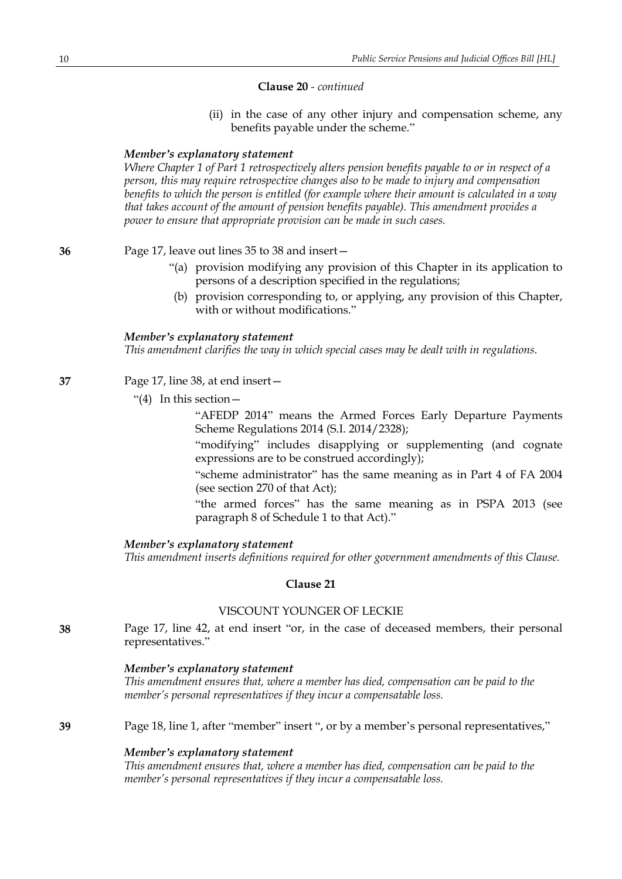**Clause 20** - *continued*

(ii) in the case of any other injury and compensation scheme, any benefits payable under the scheme."

***Member's explanatory statement***

*Where Chapter 1 of Part 1 retrospectively alters pension benefits payable to or in respect of a person, this may require retrospective changes also to be made to injury and compensation benefits to which the person is entitled (for example where their amount is calculated in a way that takes account of the amount of pension benefits payable). This amendment provides a power to ensure that appropriate provision can be made in such cases.*

**36** Page 17, leave out lines 35 to 38 and insert—

"(a) provision modifying any provision of this Chapter in its application to persons of a description specified in the regulations;

(b) provision corresponding to, or applying, any provision of this Chapter, with or without modifications."

***Member's explanatory statement***

*This amendment clarifies the way in which special cases may be dealt with in regulations.*

**37** Page 17, line 38, at end insert—

"(4) In this section—

"AFEDP 2014" means the Armed Forces Early Departure Payments Scheme Regulations 2014 (S.I. 2014/2328);

"modifying" includes disapplying or supplementing (and cognate expressions are to be construed accordingly);

"scheme administrator" has the same meaning as in Part 4 of FA 2004 (see section 270 of that Act);

"the armed forces" has the same meaning as in PSPA 2013 (see paragraph 8 of Schedule 1 to that Act)."

***Member's explanatory statement***

*This amendment inserts definitions required for other government amendments of this Clause.*

**Clause 21**

VISCOUNT YOUNGER OF LECKIE

**38** Page 17, line 42, at end insert "or, in the case of deceased members, their personal representatives."

***Member's explanatory statement***

*This amendment ensures that, where a member has died, compensation can be paid to the member's personal representatives if they incur a compensatable loss.*

**39** Page 18, line 1, after "member" insert ", or by a member's personal representatives,"

***Member's explanatory statement***

*This amendment ensures that, where a member has died, compensation can be paid to the member's personal representatives if they incur a compensatable loss.*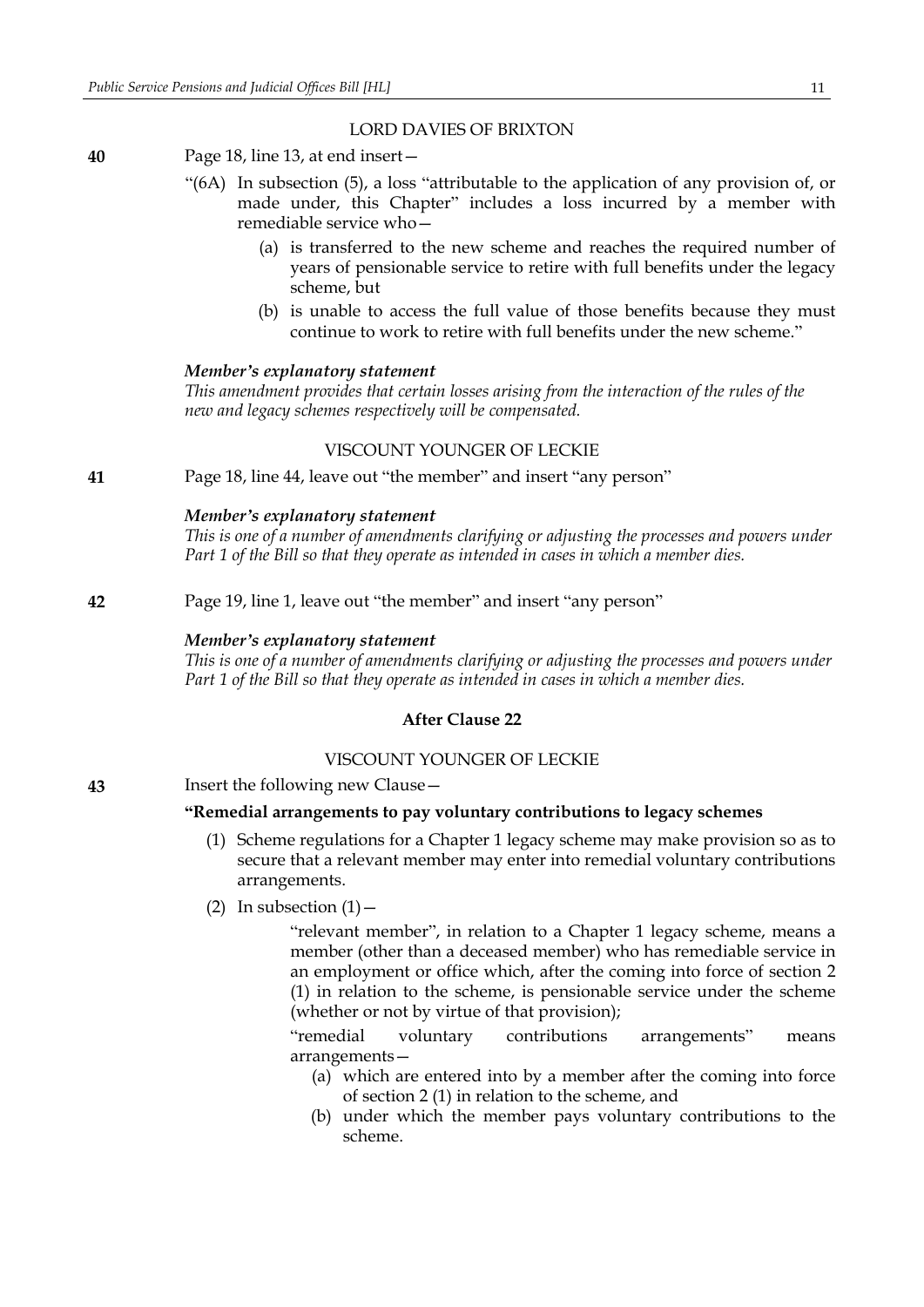LORD DAVIES OF BRIXTON

**40** Page 18, line 13, at end insert—

"(6A) In subsection (5), a loss "attributable to the application of any provision of, or made under, this Chapter" includes a loss incurred by a member with remediable service who—

(a) is transferred to the new scheme and reaches the required number of years of pensionable service to retire with full benefits under the legacy scheme, but

(b) is unable to access the full value of those benefits because they must continue to work to retire with full benefits under the new scheme."

***Member's explanatory statement***

*This amendment provides that certain losses arising from the interaction of the rules of the new and legacy schemes respectively will be compensated.*

VISCOUNT YOUNGER OF LECKIE

**41** Page 18, line 44, leave out "the member" and insert "any person"

***Member's explanatory statement***

*This is one of a number of amendments clarifying or adjusting the processes and powers under Part 1 of the Bill so that they operate as intended in cases in which a member dies.*

**42** Page 19, line 1, leave out "the member" and insert "any person"

***Member's explanatory statement***

*This is one of a number of amendments clarifying or adjusting the processes and powers under Part 1 of the Bill so that they operate as intended in cases in which a member dies.*

**After Clause 22**

VISCOUNT YOUNGER OF LECKIE

**43** Insert the following new Clause—

**"Remedial arrangements to pay voluntary contributions to legacy schemes**

(1) Scheme regulations for a Chapter 1 legacy scheme may make provision so as to secure that a relevant member may enter into remedial voluntary contributions arrangements.

(2) In subsection (1)—

"relevant member", in relation to a Chapter 1 legacy scheme, means a member (other than a deceased member) who has remediable service in an employment or office which, after the coming into force of section 2 (1) in relation to the scheme, is pensionable service under the scheme (whether or not by virtue of that provision);

"remedial voluntary contributions arrangements" means arrangements—

(a) which are entered into by a member after the coming into force of section 2 (1) in relation to the scheme, and

(b) under which the member pays voluntary contributions to the scheme.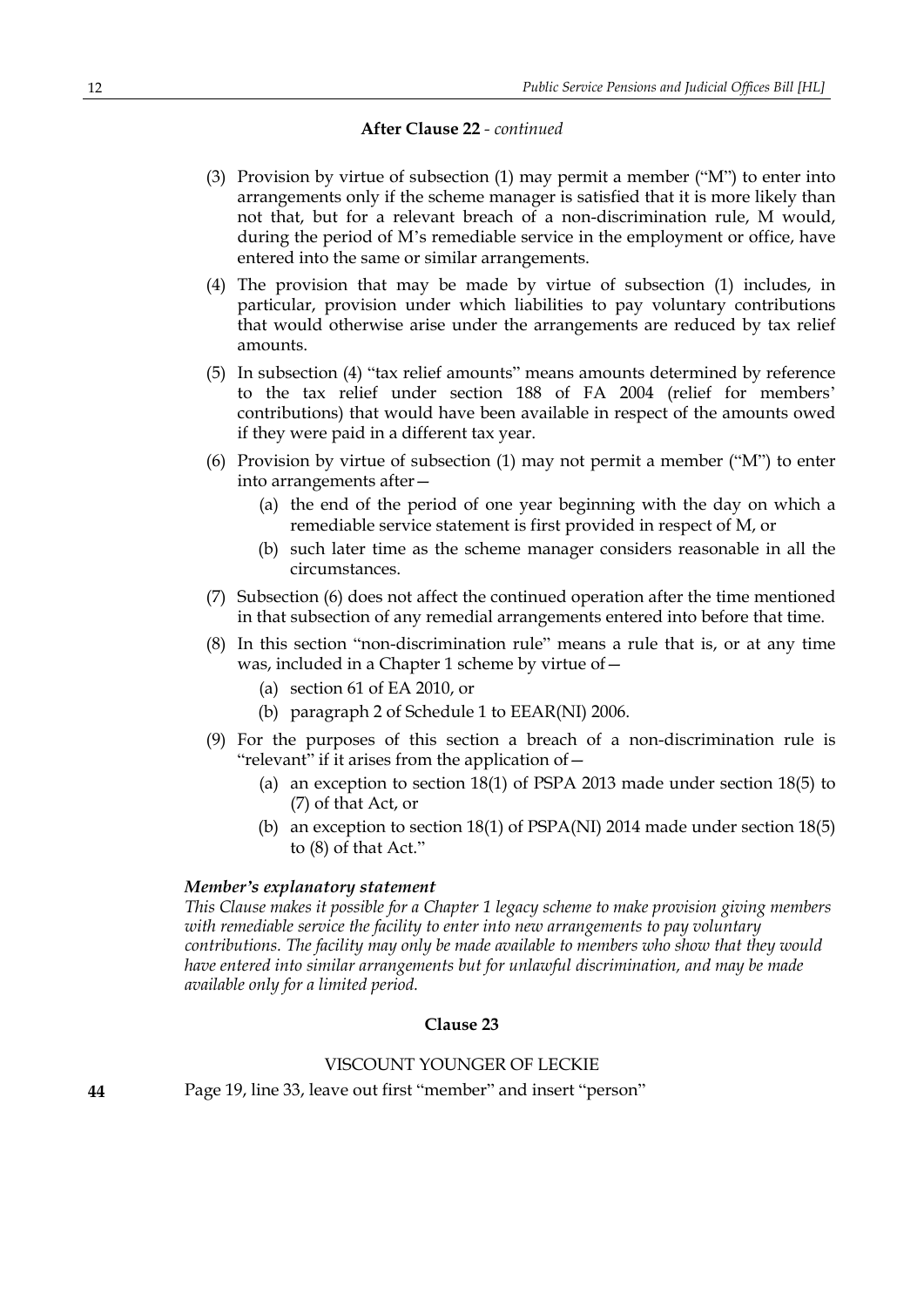**After Clause 22** - *continued*

(3) Provision by virtue of subsection (1) may permit a member ("M") to enter into arrangements only if the scheme manager is satisfied that it is more likely than not that, but for a relevant breach of a non-discrimination rule, M would, during the period of M's remediable service in the employment or office, have entered into the same or similar arrangements.

(4) The provision that may be made by virtue of subsection (1) includes, in particular, provision under which liabilities to pay voluntary contributions that would otherwise arise under the arrangements are reduced by tax relief amounts.

(5) In subsection (4) "tax relief amounts" means amounts determined by reference to the tax relief under section 188 of FA 2004 (relief for members' contributions) that would have been available in respect of the amounts owed if they were paid in a different tax year.

(6) Provision by virtue of subsection (1) may not permit a member ("M") to enter into arrangements after—

- (a) the end of the period of one year beginning with the day on which a remediable service statement is first provided in respect of M, or
- (b) such later time as the scheme manager considers reasonable in all the circumstances.

(7) Subsection (6) does not affect the continued operation after the time mentioned in that subsection of any remedial arrangements entered into before that time.

(8) In this section "non-discrimination rule" means a rule that is, or at any time was, included in a Chapter 1 scheme by virtue of—

- (a) section 61 of EA 2010, or
- (b) paragraph 2 of Schedule 1 to EEAR(NI) 2006.

(9) For the purposes of this section a breach of a non-discrimination rule is "relevant" if it arises from the application of—

- (a) an exception to section 18(1) of PSPA 2013 made under section 18(5) to (7) of that Act, or
- (b) an exception to section 18(1) of PSPA(NI) 2014 made under section 18(5) to (8) of that Act."

***Member's explanatory statement***

*This Clause makes it possible for a Chapter 1 legacy scheme to make provision giving members with remediable service the facility to enter into new arrangements to pay voluntary contributions. The facility may only be made available to members who show that they would have entered into similar arrangements but for unlawful discrimination, and may be made available only for a limited period.*

**Clause 23**

VISCOUNT YOUNGER OF LECKIE

**44** Page 19, line 33, leave out first "member" and insert "person"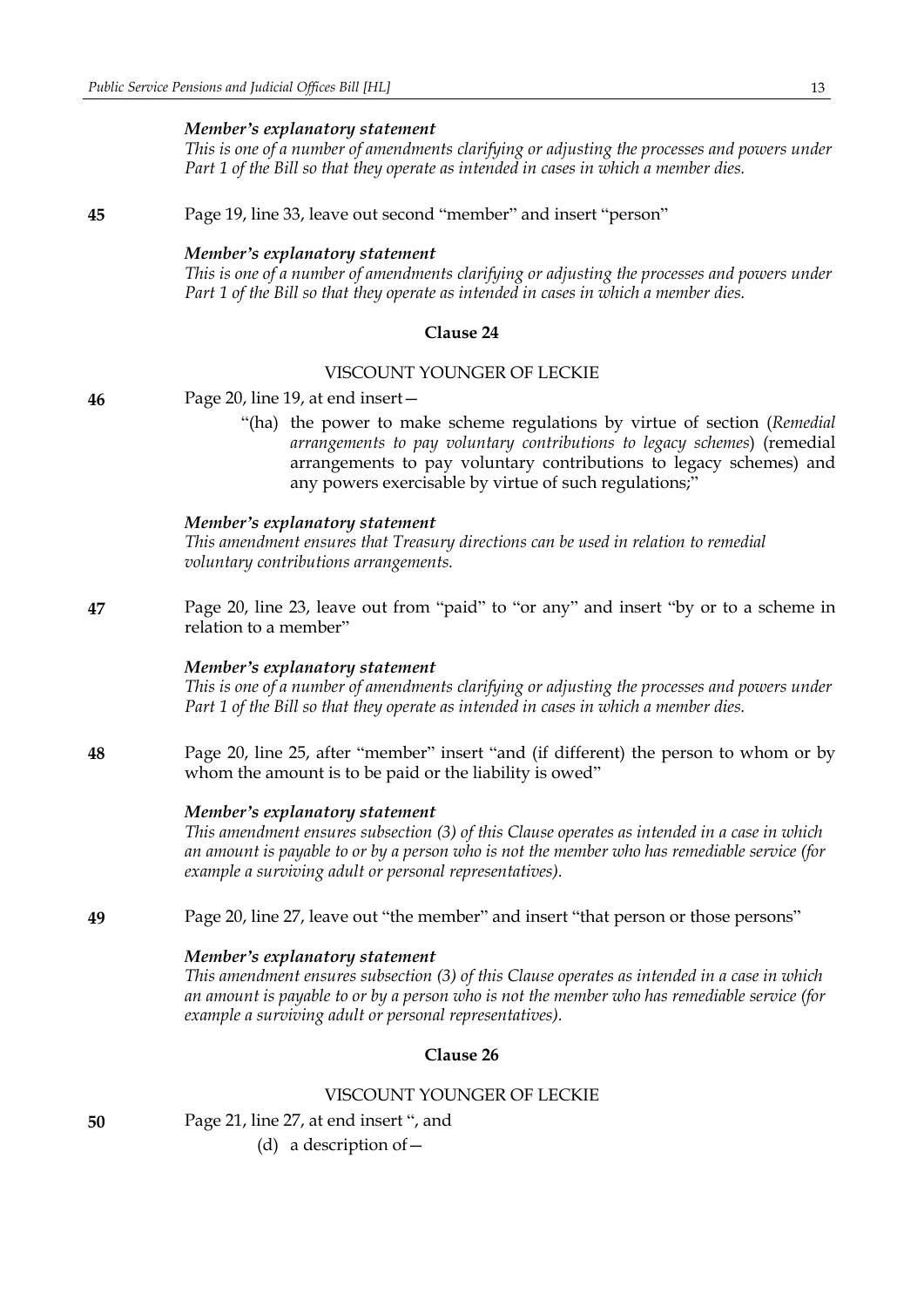*Member's explanatory statement*

*This is one of a number of amendments clarifying or adjusting the processes and powers under Part 1 of the Bill so that they operate as intended in cases in which a member dies.*

**45** Page 19, line 33, leave out second "member" and insert "person"

*Member's explanatory statement*

*This is one of a number of amendments clarifying or adjusting the processes and powers under Part 1 of the Bill so that they operate as intended in cases in which a member dies.*

### Clause 24

VISCOUNT YOUNGER OF LECKIE

**46** Page 20, line 19, at end insert—

"(ha) the power to make scheme regulations by virtue of section (*Remedial arrangements to pay voluntary contributions to legacy schemes*) (remedial arrangements to pay voluntary contributions to legacy schemes) and any powers exercisable by virtue of such regulations;"

*Member's explanatory statement*

*This amendment ensures that Treasury directions can be used in relation to remedial voluntary contributions arrangements.*

**47** Page 20, line 23, leave out from "paid" to "or any" and insert "by or to a scheme in relation to a member"

*Member's explanatory statement*

*This is one of a number of amendments clarifying or adjusting the processes and powers under Part 1 of the Bill so that they operate as intended in cases in which a member dies.*

**48** Page 20, line 25, after "member" insert "and (if different) the person to whom or by whom the amount is to be paid or the liability is owed"

*Member's explanatory statement*

*This amendment ensures subsection (3) of this Clause operates as intended in a case in which an amount is payable to or by a person who is not the member who has remediable service (for example a surviving adult or personal representatives).*

**49** Page 20, line 27, leave out "the member" and insert "that person or those persons"

*Member's explanatory statement*

*This amendment ensures subsection (3) of this Clause operates as intended in a case in which an amount is payable to or by a person who is not the member who has remediable service (for example a surviving adult or personal representatives).*

### Clause 26

VISCOUNT YOUNGER OF LECKIE

**50** Page 21, line 27, at end insert ", and

(d) a description of—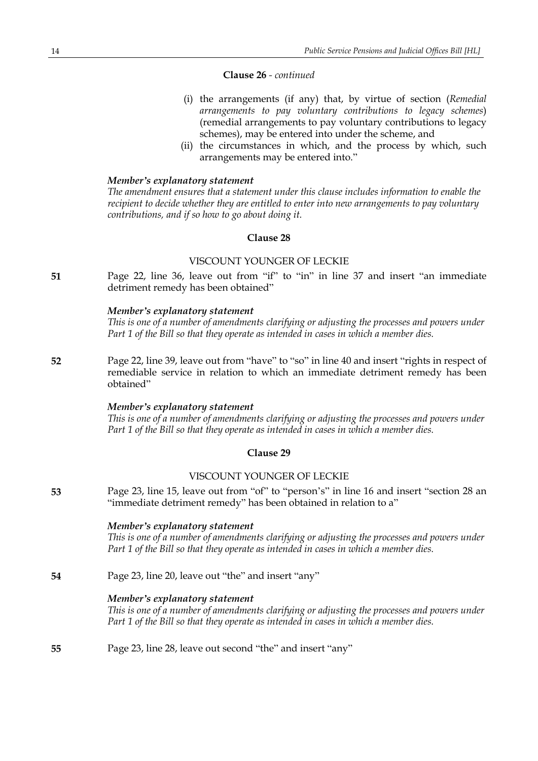**Clause 26** - *continued*

(i) the arrangements (if any) that, by virtue of section (*Remedial arrangements to pay voluntary contributions to legacy schemes*) (remedial arrangements to pay voluntary contributions to legacy schemes), may be entered into under the scheme, and

(ii) the circumstances in which, and the process by which, such arrangements may be entered into."

***Member's explanatory statement***

*The amendment ensures that a statement under this clause includes information to enable the recipient to decide whether they are entitled to enter into new arrangements to pay voluntary contributions, and if so how to go about doing it.*

**Clause 28**

VISCOUNT YOUNGER OF LECKIE

**51** Page 22, line 36, leave out from "if" to "in" in line 37 and insert "an immediate detriment remedy has been obtained"

***Member's explanatory statement***

*This is one of a number of amendments clarifying or adjusting the processes and powers under Part 1 of the Bill so that they operate as intended in cases in which a member dies.*

**52** Page 22, line 39, leave out from "have" to "so" in line 40 and insert "rights in respect of remediable service in relation to which an immediate detriment remedy has been obtained"

***Member's explanatory statement***

*This is one of a number of amendments clarifying or adjusting the processes and powers under Part 1 of the Bill so that they operate as intended in cases in which a member dies.*

**Clause 29**

VISCOUNT YOUNGER OF LECKIE

**53** Page 23, line 15, leave out from "of" to "person's" in line 16 and insert "section 28 an "immediate detriment remedy" has been obtained in relation to a"

***Member's explanatory statement***

*This is one of a number of amendments clarifying or adjusting the processes and powers under Part 1 of the Bill so that they operate as intended in cases in which a member dies.*

**54** Page 23, line 20, leave out "the" and insert "any"

***Member's explanatory statement***

*This is one of a number of amendments clarifying or adjusting the processes and powers under Part 1 of the Bill so that they operate as intended in cases in which a member dies.*

**55** Page 23, line 28, leave out second "the" and insert "any"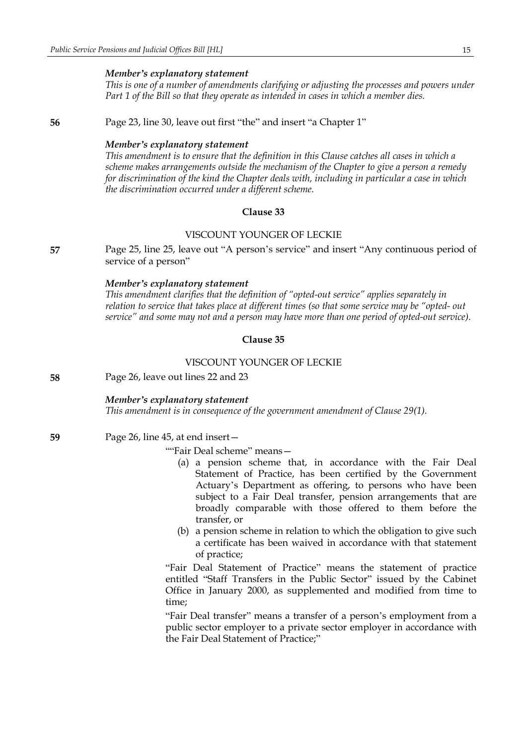*Member's explanatory statement*

*This is one of a number of amendments clarifying or adjusting the processes and powers under Part 1 of the Bill so that they operate as intended in cases in which a member dies.*

**56** Page 23, line 30, leave out first "the" and insert "a Chapter 1"

*Member's explanatory statement*

*This amendment is to ensure that the definition in this Clause catches all cases in which a scheme makes arrangements outside the mechanism of the Chapter to give a person a remedy for discrimination of the kind the Chapter deals with, including in particular a case in which the discrimination occurred under a different scheme.*

### Clause 33

VISCOUNT YOUNGER OF LECKIE

**57** Page 25, line 25, leave out "A person's service" and insert "Any continuous period of service of a person"

*Member's explanatory statement*

*This amendment clarifies that the definition of "opted-out service" applies separately in relation to service that takes place at different times (so that some service may be "opted- out service" and some may not and a person may have more than one period of opted-out service).*

### Clause 35

VISCOUNT YOUNGER OF LECKIE

**58** Page 26, leave out lines 22 and 23

*Member's explanatory statement*

*This amendment is in consequence of the government amendment of Clause 29(1).*

**59** Page 26, line 45, at end insert—

""Fair Deal scheme" means—

(a) a pension scheme that, in accordance with the Fair Deal Statement of Practice, has been certified by the Government Actuary's Department as offering, to persons who have been subject to a Fair Deal transfer, pension arrangements that are broadly comparable with those offered to them before the transfer, or

(b) a pension scheme in relation to which the obligation to give such a certificate has been waived in accordance with that statement of practice;

"Fair Deal Statement of Practice" means the statement of practice entitled "Staff Transfers in the Public Sector" issued by the Cabinet Office in January 2000, as supplemented and modified from time to time;

"Fair Deal transfer" means a transfer of a person's employment from a public sector employer to a private sector employer in accordance with the Fair Deal Statement of Practice;"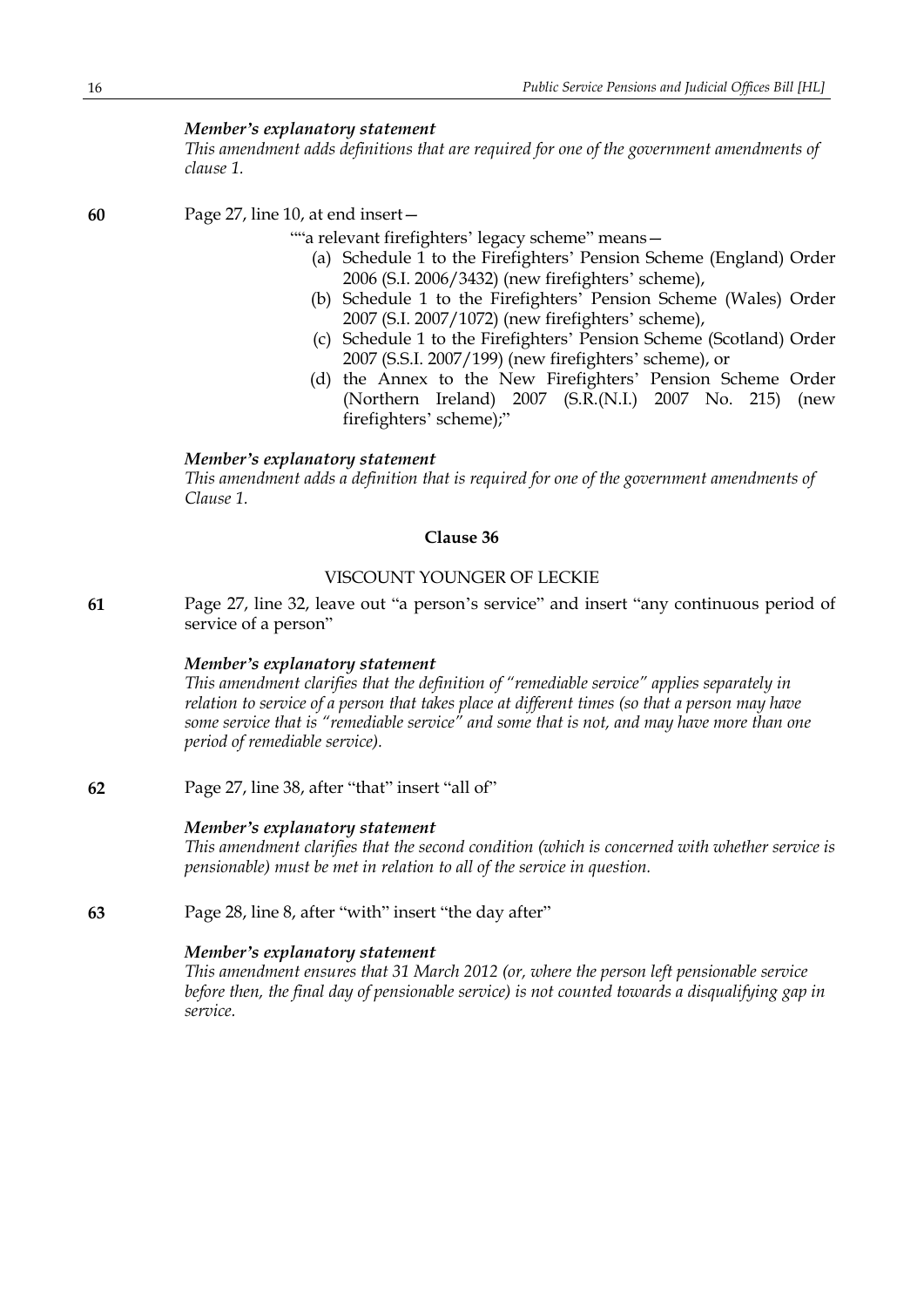*Member's explanatory statement*

*This amendment adds definitions that are required for one of the government amendments of clause 1.*

**60** Page 27, line 10, at end insert—

""a relevant firefighters' legacy scheme" means—

(a) Schedule 1 to the Firefighters' Pension Scheme (England) Order 2006 (S.I. 2006/3432) (new firefighters' scheme),

(b) Schedule 1 to the Firefighters' Pension Scheme (Wales) Order 2007 (S.I. 2007/1072) (new firefighters' scheme),

(c) Schedule 1 to the Firefighters' Pension Scheme (Scotland) Order 2007 (S.S.I. 2007/199) (new firefighters' scheme), or

(d) the Annex to the New Firefighters' Pension Scheme Order (Northern Ireland) 2007 (S.R.(N.I.) 2007 No. 215) (new firefighters' scheme);"

*Member's explanatory statement*

*This amendment adds a definition that is required for one of the government amendments of Clause 1.*

**Clause 36**

VISCOUNT YOUNGER OF LECKIE

**61** Page 27, line 32, leave out "a person's service" and insert "any continuous period of service of a person"

*Member's explanatory statement*

*This amendment clarifies that the definition of "remediable service" applies separately in relation to service of a person that takes place at different times (so that a person may have some service that is "remediable service" and some that is not, and may have more than one period of remediable service).*

**62** Page 27, line 38, after "that" insert "all of"

*Member's explanatory statement*

*This amendment clarifies that the second condition (which is concerned with whether service is pensionable) must be met in relation to all of the service in question.*

**63** Page 28, line 8, after "with" insert "the day after"

*Member's explanatory statement*

*This amendment ensures that 31 March 2012 (or, where the person left pensionable service before then, the final day of pensionable service) is not counted towards a disqualifying gap in service.*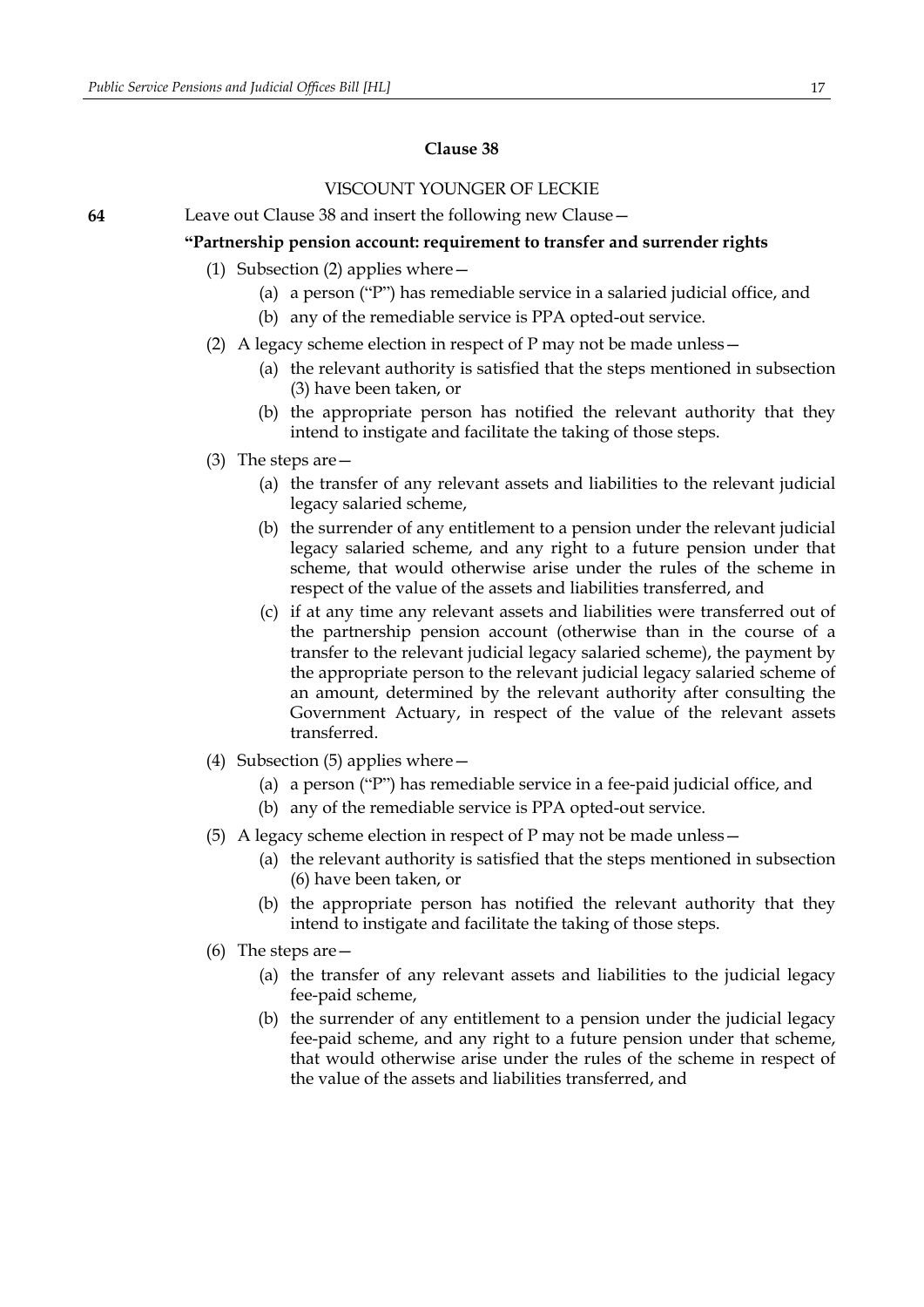**Clause 38**

VISCOUNT YOUNGER OF LECKIE

**64** Leave out Clause 38 and insert the following new Clause—

**"Partnership pension account: requirement to transfer and surrender rights**

(1) Subsection (2) applies where—

(a) a person ("P") has remediable service in a salaried judicial office, and

(b) any of the remediable service is PPA opted-out service.

(2) A legacy scheme election in respect of P may not be made unless—

(a) the relevant authority is satisfied that the steps mentioned in subsection (3) have been taken, or

(b) the appropriate person has notified the relevant authority that they intend to instigate and facilitate the taking of those steps.

(3) The steps are—

(a) the transfer of any relevant assets and liabilities to the relevant judicial legacy salaried scheme,

(b) the surrender of any entitlement to a pension under the relevant judicial legacy salaried scheme, and any right to a future pension under that scheme, that would otherwise arise under the rules of the scheme in respect of the value of the assets and liabilities transferred, and

(c) if at any time any relevant assets and liabilities were transferred out of the partnership pension account (otherwise than in the course of a transfer to the relevant judicial legacy salaried scheme), the payment by the appropriate person to the relevant judicial legacy salaried scheme of an amount, determined by the relevant authority after consulting the Government Actuary, in respect of the value of the relevant assets transferred.

(4) Subsection (5) applies where—

(a) a person ("P") has remediable service in a fee-paid judicial office, and

(b) any of the remediable service is PPA opted-out service.

(5) A legacy scheme election in respect of P may not be made unless—

(a) the relevant authority is satisfied that the steps mentioned in subsection (6) have been taken, or

(b) the appropriate person has notified the relevant authority that they intend to instigate and facilitate the taking of those steps.

(6) The steps are—

(a) the transfer of any relevant assets and liabilities to the judicial legacy fee-paid scheme,

(b) the surrender of any entitlement to a pension under the judicial legacy fee-paid scheme, and any right to a future pension under that scheme, that would otherwise arise under the rules of the scheme in respect of the value of the assets and liabilities transferred, and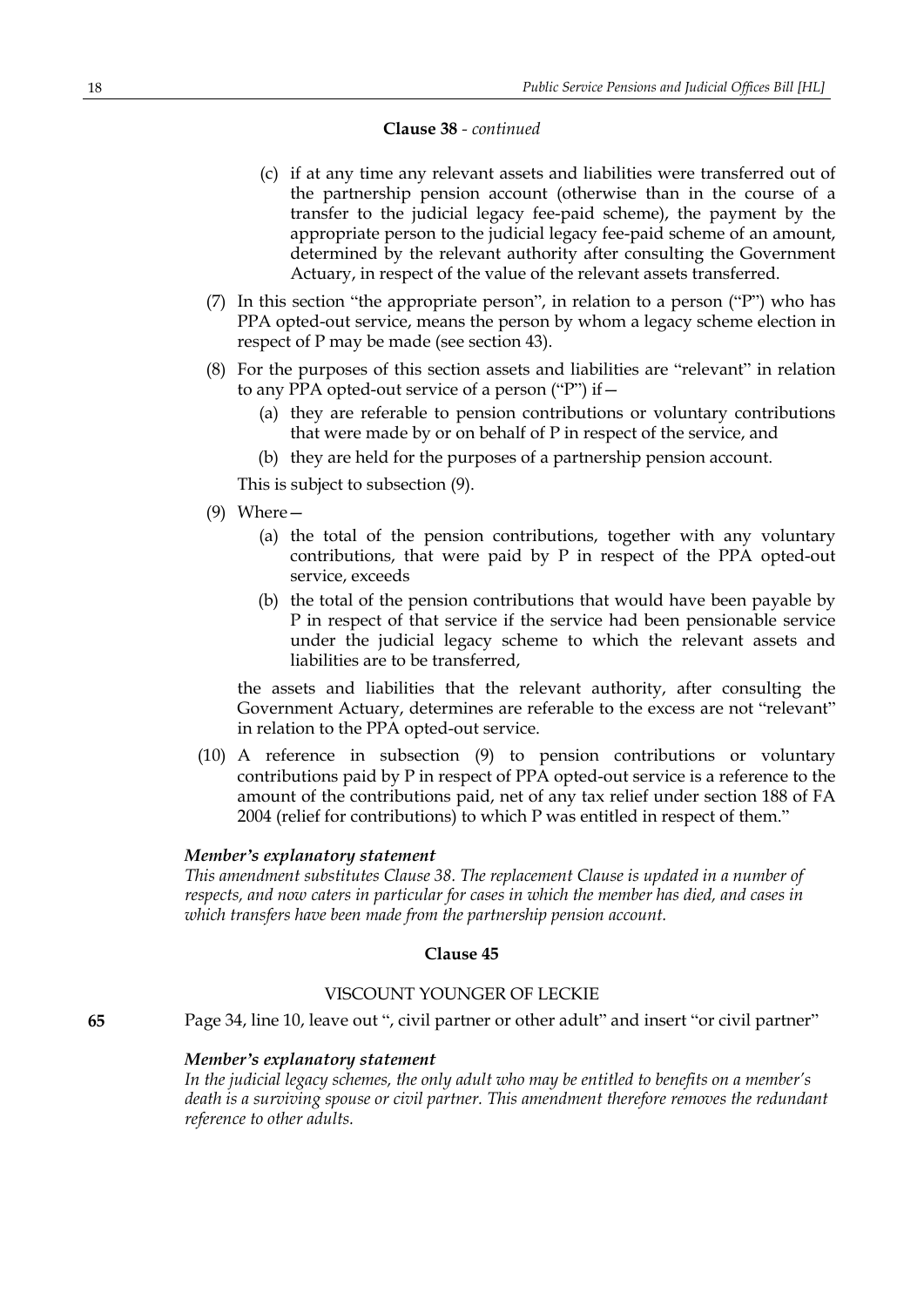**Clause 38** - *continued*

(c) if at any time any relevant assets and liabilities were transferred out of the partnership pension account (otherwise than in the course of a transfer to the judicial legacy fee-paid scheme), the payment by the appropriate person to the judicial legacy fee-paid scheme of an amount, determined by the relevant authority after consulting the Government Actuary, in respect of the value of the relevant assets transferred.

(7) In this section "the appropriate person", in relation to a person ("P") who has PPA opted-out service, means the person by whom a legacy scheme election in respect of P may be made (see section 43).

(8) For the purposes of this section assets and liabilities are "relevant" in relation to any PPA opted-out service of a person ("P") if—

(a) they are referable to pension contributions or voluntary contributions that were made by or on behalf of P in respect of the service, and

(b) they are held for the purposes of a partnership pension account.

This is subject to subsection (9).

(9) Where—

(a) the total of the pension contributions, together with any voluntary contributions, that were paid by P in respect of the PPA opted-out service, exceeds

(b) the total of the pension contributions that would have been payable by P in respect of that service if the service had been pensionable service under the judicial legacy scheme to which the relevant assets and liabilities are to be transferred,

the assets and liabilities that the relevant authority, after consulting the Government Actuary, determines are referable to the excess are not "relevant" in relation to the PPA opted-out service.

(10) A reference in subsection (9) to pension contributions or voluntary contributions paid by P in respect of PPA opted-out service is a reference to the amount of the contributions paid, net of any tax relief under section 188 of FA 2004 (relief for contributions) to which P was entitled in respect of them."

***Member's explanatory statement***

*This amendment substitutes Clause 38. The replacement Clause is updated in a number of respects, and now caters in particular for cases in which the member has died, and cases in which transfers have been made from the partnership pension account.*

**Clause 45**

VISCOUNT YOUNGER OF LECKIE

**65** Page 34, line 10, leave out ", civil partner or other adult" and insert "or civil partner"

***Member's explanatory statement***

*In the judicial legacy schemes, the only adult who may be entitled to benefits on a member's death is a surviving spouse or civil partner. This amendment therefore removes the redundant reference to other adults.*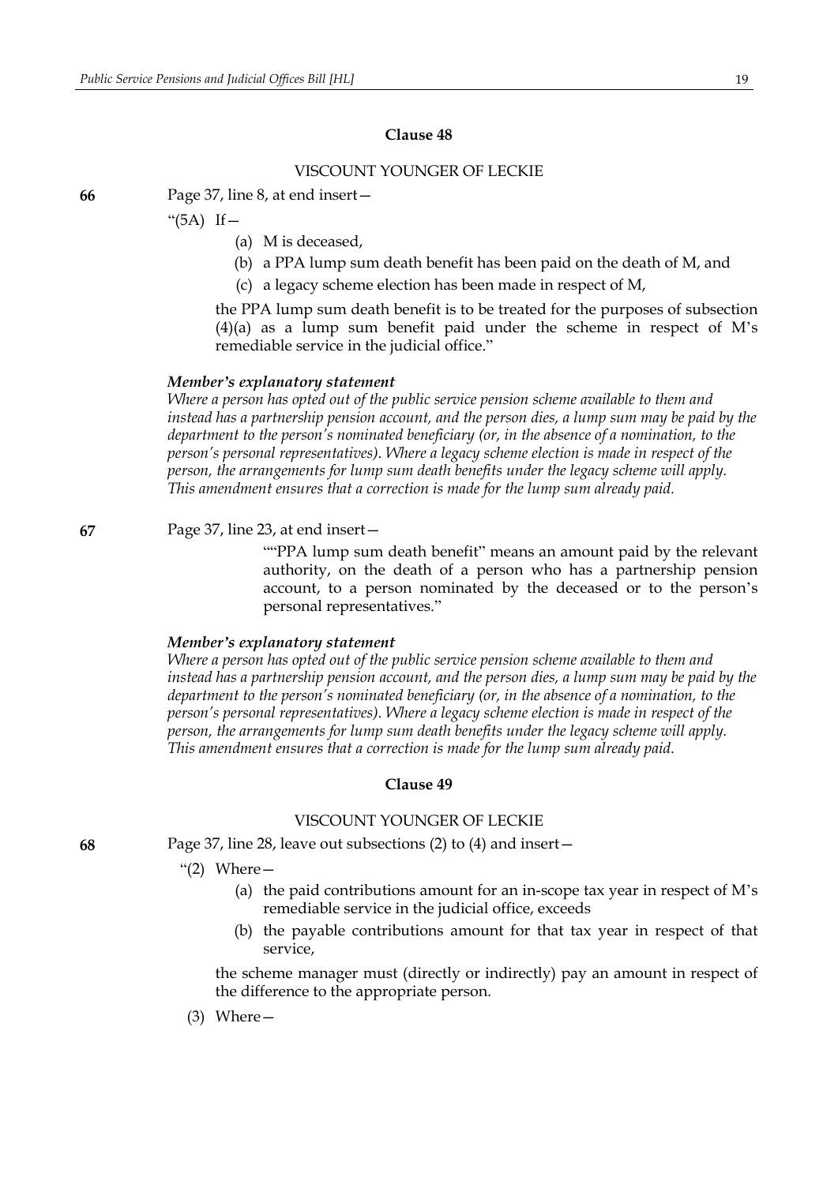### Clause 48

VISCOUNT YOUNGER OF LECKIE

**66** Page 37, line 8, at end insert—

"(5A) If—

(a) M is deceased,

(b) a PPA lump sum death benefit has been paid on the death of M, and

(c) a legacy scheme election has been made in respect of M,

the PPA lump sum death benefit is to be treated for the purposes of subsection (4)(a) as a lump sum benefit paid under the scheme in respect of M's remediable service in the judicial office."

***Member's explanatory statement***

*Where a person has opted out of the public service pension scheme available to them and instead has a partnership pension account, and the person dies, a lump sum may be paid by the department to the person's nominated beneficiary (or, in the absence of a nomination, to the person's personal representatives). Where a legacy scheme election is made in respect of the person, the arrangements for lump sum death benefits under the legacy scheme will apply. This amendment ensures that a correction is made for the lump sum already paid.*

**67** Page 37, line 23, at end insert—

""PPA lump sum death benefit" means an amount paid by the relevant authority, on the death of a person who has a partnership pension account, to a person nominated by the deceased or to the person's personal representatives."

***Member's explanatory statement***

*Where a person has opted out of the public service pension scheme available to them and instead has a partnership pension account, and the person dies, a lump sum may be paid by the department to the person's nominated beneficiary (or, in the absence of a nomination, to the person's personal representatives). Where a legacy scheme election is made in respect of the person, the arrangements for lump sum death benefits under the legacy scheme will apply. This amendment ensures that a correction is made for the lump sum already paid.*

### Clause 49

VISCOUNT YOUNGER OF LECKIE

**68** Page 37, line 28, leave out subsections (2) to (4) and insert—

"(2) Where—

(a) the paid contributions amount for an in-scope tax year in respect of M's remediable service in the judicial office, exceeds

(b) the payable contributions amount for that tax year in respect of that service,

the scheme manager must (directly or indirectly) pay an amount in respect of the difference to the appropriate person.

(3) Where—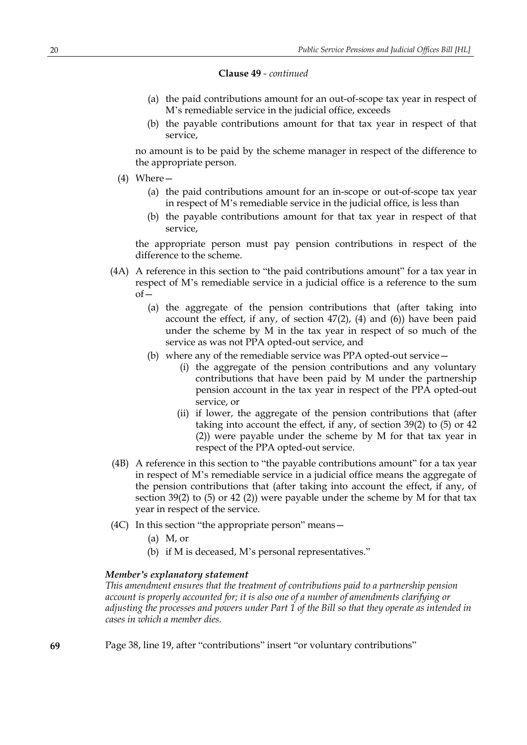**Clause 49** - *continued*

- (a) the paid contributions amount for an out-of-scope tax year in respect of M's remediable service in the judicial office, exceeds
- (b) the payable contributions amount for that tax year in respect of that service,

no amount is to be paid by the scheme manager in respect of the difference to the appropriate person.

(4) Where—

- (a) the paid contributions amount for an in-scope or out-of-scope tax year in respect of M's remediable service in the judicial office, is less than
- (b) the payable contributions amount for that tax year in respect of that service,

the appropriate person must pay pension contributions in respect of the difference to the scheme.

(4A) A reference in this section to "the paid contributions amount" for a tax year in respect of M's remediable service in a judicial office is a reference to the sum of—

- (a) the aggregate of the pension contributions that (after taking into account the effect, if any, of section 47(2), (4) and (6)) have been paid under the scheme by M in the tax year in respect of so much of the service as was not PPA opted-out service, and
- (b) where any of the remediable service was PPA opted-out service—
  - (i) the aggregate of the pension contributions and any voluntary contributions that have been paid by M under the partnership pension account in the tax year in respect of the PPA opted-out service, or
  - (ii) if lower, the aggregate of the pension contributions that (after taking into account the effect, if any, of section 39(2) to (5) or 42 (2)) were payable under the scheme by M for that tax year in respect of the PPA opted-out service.

(4B) A reference in this section to "the payable contributions amount" for a tax year in respect of M's remediable service in a judicial office means the aggregate of the pension contributions that (after taking into account the effect, if any, of section 39(2) to (5) or 42 (2)) were payable under the scheme by M for that tax year in respect of the service.

(4C) In this section "the appropriate person" means—

- (a) M, or
- (b) if M is deceased, M's personal representatives."

***Member's explanatory statement***

*This amendment ensures that the treatment of contributions paid to a partnership pension account is properly accounted for; it is also one of a number of amendments clarifying or adjusting the processes and powers under Part 1 of the Bill so that they operate as intended in cases in which a member dies.*

**69** Page 38, line 19, after "contributions" insert "or voluntary contributions"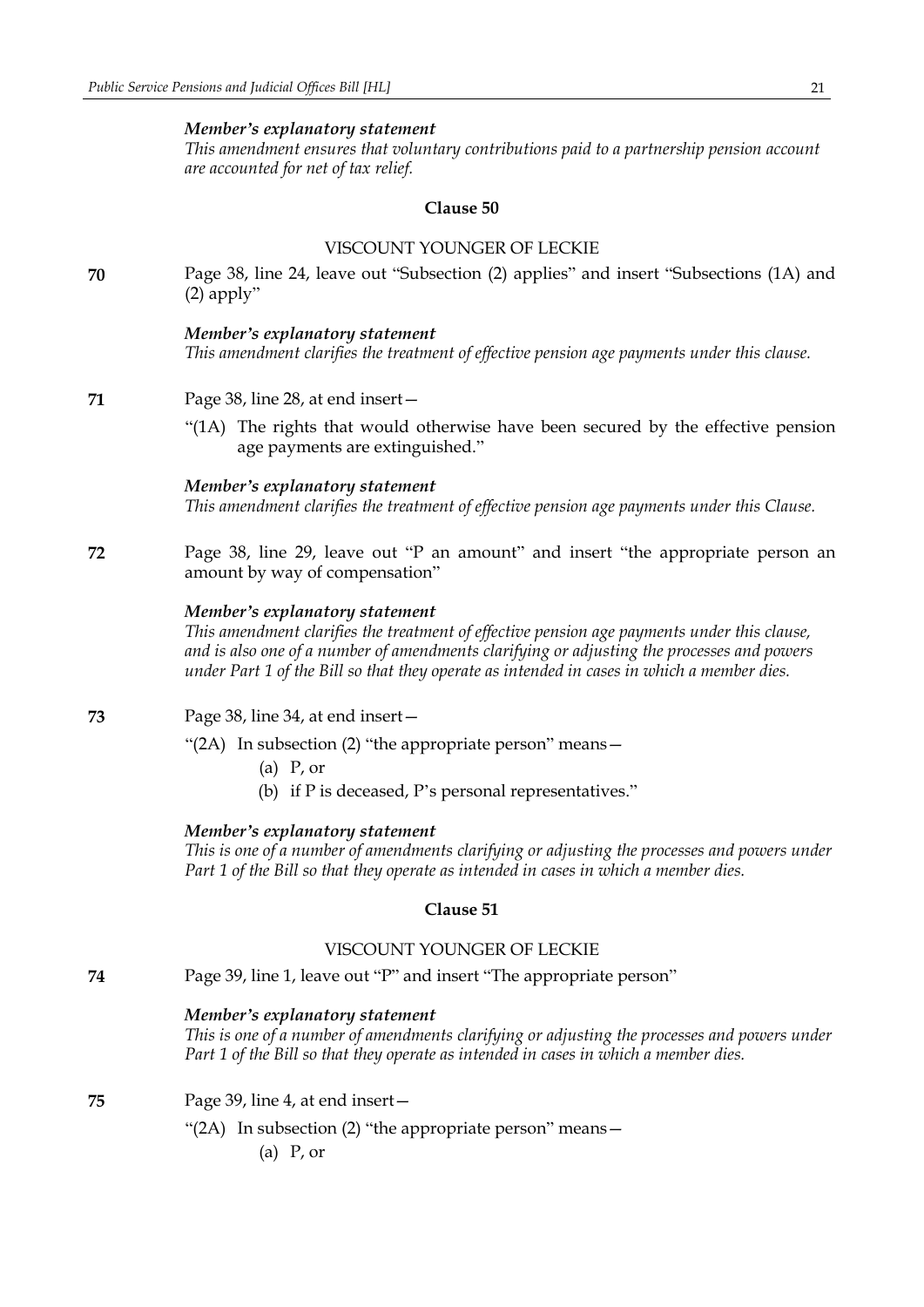***Member's explanatory statement***

*This amendment ensures that voluntary contributions paid to a partnership pension account are accounted for net of tax relief.*

### Clause 50

VISCOUNT YOUNGER OF LECKIE

**70** Page 38, line 24, leave out "Subsection (2) applies" and insert "Subsections (1A) and (2) apply"

***Member's explanatory statement***

*This amendment clarifies the treatment of effective pension age payments under this clause.*

**71** Page 38, line 28, at end insert—

"(1A) The rights that would otherwise have been secured by the effective pension age payments are extinguished."

***Member's explanatory statement***

*This amendment clarifies the treatment of effective pension age payments under this Clause.*

**72** Page 38, line 29, leave out "P an amount" and insert "the appropriate person an amount by way of compensation"

***Member's explanatory statement***

*This amendment clarifies the treatment of effective pension age payments under this clause, and is also one of a number of amendments clarifying or adjusting the processes and powers under Part 1 of the Bill so that they operate as intended in cases in which a member dies.*

**73** Page 38, line 34, at end insert—

"(2A) In subsection (2) "the appropriate person" means—

(a) P, or

(b) if P is deceased, P's personal representatives."

***Member's explanatory statement***

*This is one of a number of amendments clarifying or adjusting the processes and powers under Part 1 of the Bill so that they operate as intended in cases in which a member dies.*

### Clause 51

VISCOUNT YOUNGER OF LECKIE

**74** Page 39, line 1, leave out "P" and insert "The appropriate person"

***Member's explanatory statement***

*This is one of a number of amendments clarifying or adjusting the processes and powers under Part 1 of the Bill so that they operate as intended in cases in which a member dies.*

**75** Page 39, line 4, at end insert—

"(2A) In subsection (2) "the appropriate person" means—

(a) P, or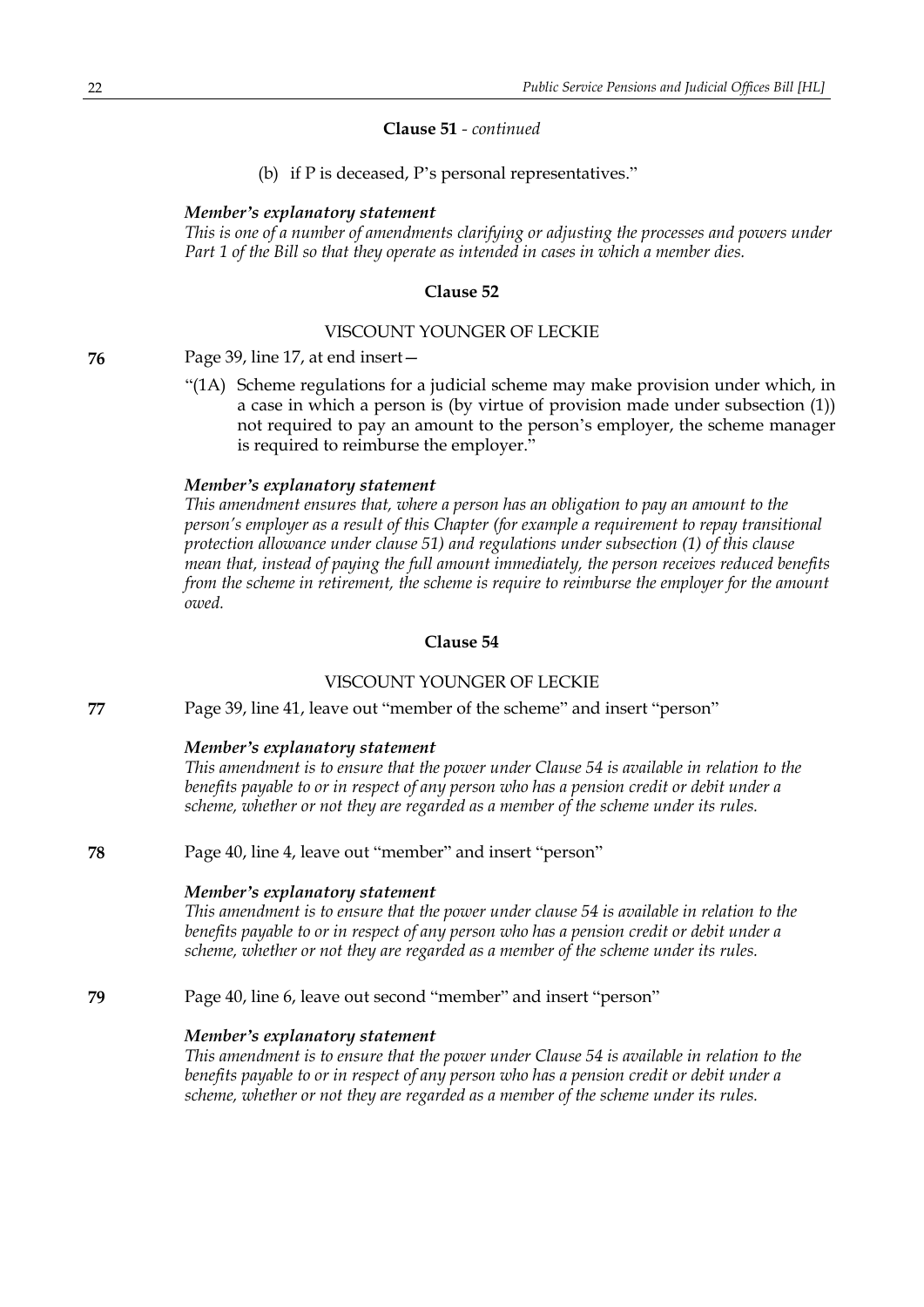**Clause 51** - *continued*

(b) if P is deceased, P's personal representatives."

***Member's explanatory statement***

*This is one of a number of amendments clarifying or adjusting the processes and powers under Part 1 of the Bill so that they operate as intended in cases in which a member dies.*

**Clause 52**

VISCOUNT YOUNGER OF LECKIE

**76** Page 39, line 17, at end insert—

"(1A) Scheme regulations for a judicial scheme may make provision under which, in a case in which a person is (by virtue of provision made under subsection (1)) not required to pay an amount to the person's employer, the scheme manager is required to reimburse the employer."

***Member's explanatory statement***

*This amendment ensures that, where a person has an obligation to pay an amount to the person's employer as a result of this Chapter (for example a requirement to repay transitional protection allowance under clause 51) and regulations under subsection (1) of this clause mean that, instead of paying the full amount immediately, the person receives reduced benefits from the scheme in retirement, the scheme is require to reimburse the employer for the amount owed.*

**Clause 54**

VISCOUNT YOUNGER OF LECKIE

**77** Page 39, line 41, leave out "member of the scheme" and insert "person"

***Member's explanatory statement***

*This amendment is to ensure that the power under Clause 54 is available in relation to the benefits payable to or in respect of any person who has a pension credit or debit under a scheme, whether or not they are regarded as a member of the scheme under its rules.*

**78** Page 40, line 4, leave out "member" and insert "person"

***Member's explanatory statement***

*This amendment is to ensure that the power under clause 54 is available in relation to the benefits payable to or in respect of any person who has a pension credit or debit under a scheme, whether or not they are regarded as a member of the scheme under its rules.*

**79** Page 40, line 6, leave out second "member" and insert "person"

***Member's explanatory statement***

*This amendment is to ensure that the power under Clause 54 is available in relation to the benefits payable to or in respect of any person who has a pension credit or debit under a scheme, whether or not they are regarded as a member of the scheme under its rules.*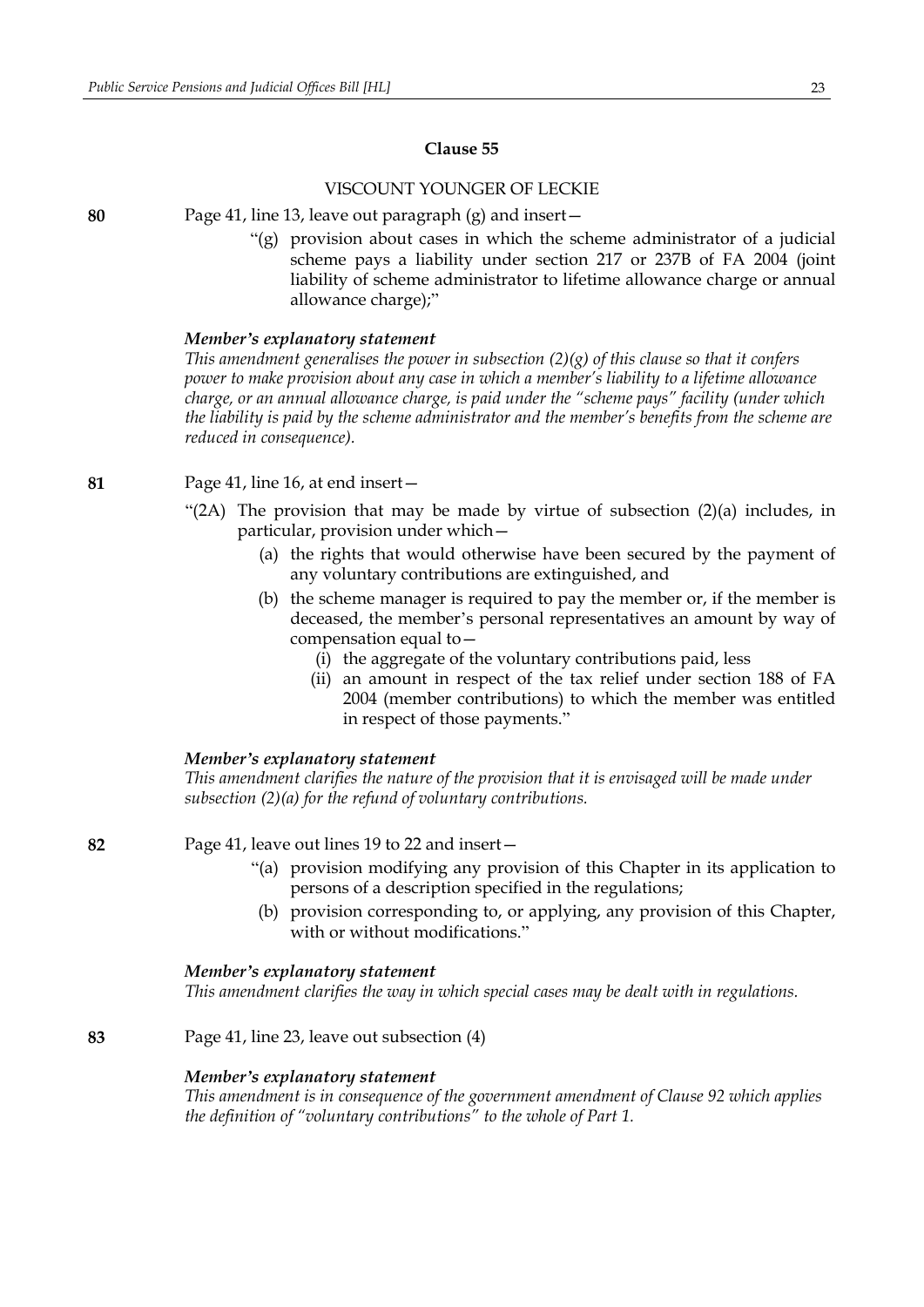**Clause 55**

VISCOUNT YOUNGER OF LECKIE

**80** Page 41, line 13, leave out paragraph (g) and insert—

> "(g) provision about cases in which the scheme administrator of a judicial scheme pays a liability under section 217 or 237B of FA 2004 (joint liability of scheme administrator to lifetime allowance charge or annual allowance charge);"

***Member's explanatory statement***

*This amendment generalises the power in subsection (2)(g) of this clause so that it confers power to make provision about any case in which a member's liability to a lifetime allowance charge, or an annual allowance charge, is paid under the "scheme pays" facility (under which the liability is paid by the scheme administrator and the member's benefits from the scheme are reduced in consequence).*

**81** Page 41, line 16, at end insert—

> "(2A) The provision that may be made by virtue of subsection (2)(a) includes, in particular, provision under which—
>
> (a) the rights that would otherwise have been secured by the payment of any voluntary contributions are extinguished, and
>
> (b) the scheme manager is required to pay the member or, if the member is deceased, the member's personal representatives an amount by way of compensation equal to—
>
> (i) the aggregate of the voluntary contributions paid, less
>
> (ii) an amount in respect of the tax relief under section 188 of FA 2004 (member contributions) to which the member was entitled in respect of those payments."

***Member's explanatory statement***

*This amendment clarifies the nature of the provision that it is envisaged will be made under subsection (2)(a) for the refund of voluntary contributions.*

**82** Page 41, leave out lines 19 to 22 and insert—

> "(a) provision modifying any provision of this Chapter in its application to persons of a description specified in the regulations;
>
> (b) provision corresponding to, or applying, any provision of this Chapter, with or without modifications."

***Member's explanatory statement***

*This amendment clarifies the way in which special cases may be dealt with in regulations.*

**83** Page 41, line 23, leave out subsection (4)

***Member's explanatory statement***

*This amendment is in consequence of the government amendment of Clause 92 which applies the definition of "voluntary contributions" to the whole of Part 1.*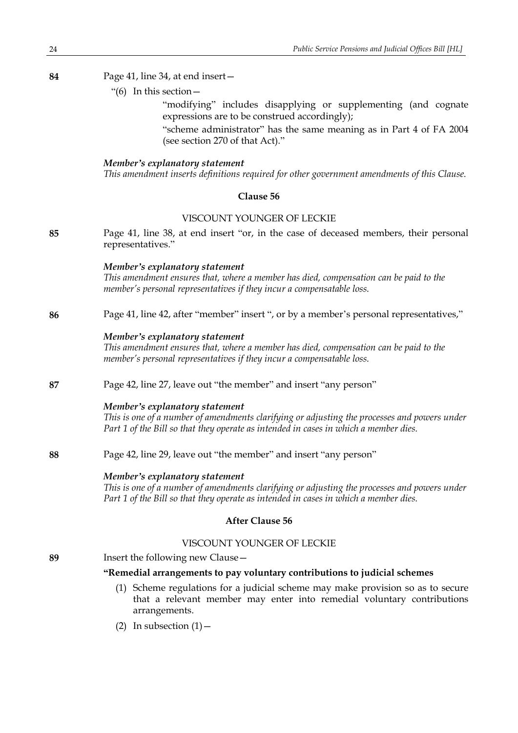**84** Page 41, line 34, at end insert—

"(6) In this section—

"modifying" includes disapplying or supplementing (and cognate expressions are to be construed accordingly);

"scheme administrator" has the same meaning as in Part 4 of FA 2004 (see section 270 of that Act)."

***Member's explanatory statement***

*This amendment inserts definitions required for other government amendments of this Clause.*

### Clause 56

VISCOUNT YOUNGER OF LECKIE

**85** Page 41, line 38, at end insert "or, in the case of deceased members, their personal representatives."

***Member's explanatory statement***

*This amendment ensures that, where a member has died, compensation can be paid to the member's personal representatives if they incur a compensatable loss.*

**86** Page 41, line 42, after "member" insert ", or by a member's personal representatives,"

***Member's explanatory statement***

*This amendment ensures that, where a member has died, compensation can be paid to the member's personal representatives if they incur a compensatable loss.*

**87** Page 42, line 27, leave out "the member" and insert "any person"

***Member's explanatory statement***

*This is one of a number of amendments clarifying or adjusting the processes and powers under Part 1 of the Bill so that they operate as intended in cases in which a member dies.*

**88** Page 42, line 29, leave out "the member" and insert "any person"

***Member's explanatory statement***

*This is one of a number of amendments clarifying or adjusting the processes and powers under Part 1 of the Bill so that they operate as intended in cases in which a member dies.*

### After Clause 56

VISCOUNT YOUNGER OF LECKIE

**89** Insert the following new Clause—

**"Remedial arrangements to pay voluntary contributions to judicial schemes**

(1) Scheme regulations for a judicial scheme may make provision so as to secure that a relevant member may enter into remedial voluntary contributions arrangements.

(2) In subsection (1)—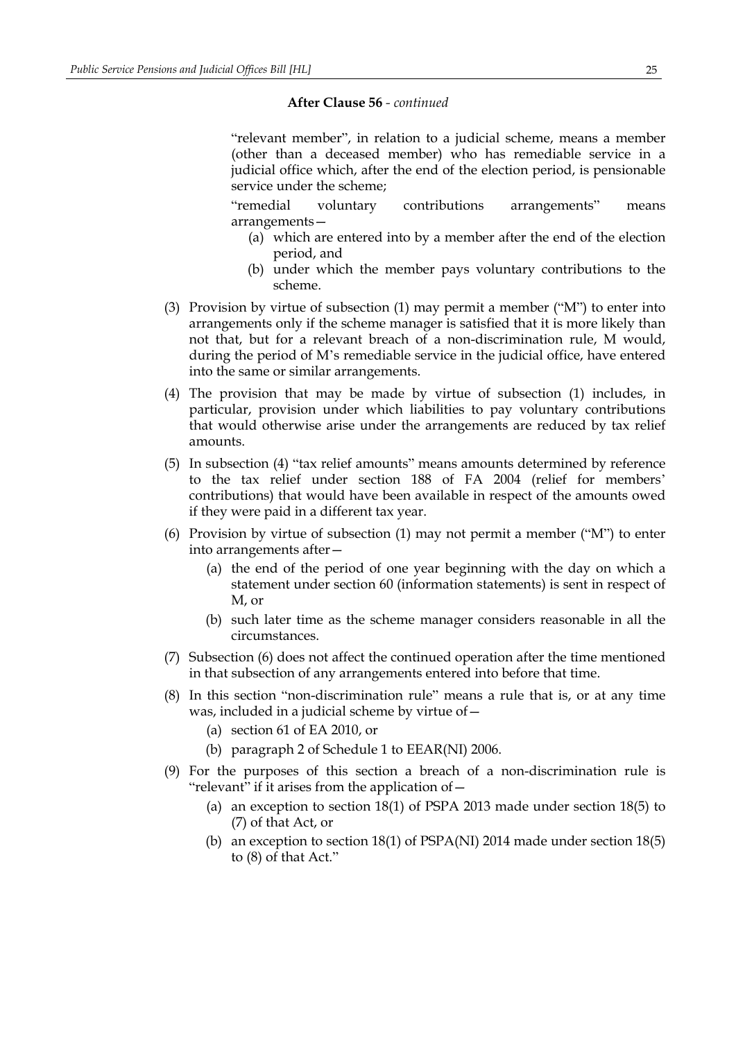**After Clause 56** - *continued*

"relevant member", in relation to a judicial scheme, means a member (other than a deceased member) who has remediable service in a judicial office which, after the end of the election period, is pensionable service under the scheme;

"remedial voluntary contributions arrangements" means arrangements—

(a) which are entered into by a member after the end of the election period, and

(b) under which the member pays voluntary contributions to the scheme.

(3) Provision by virtue of subsection (1) may permit a member ("M") to enter into arrangements only if the scheme manager is satisfied that it is more likely than not that, but for a relevant breach of a non-discrimination rule, M would, during the period of M's remediable service in the judicial office, have entered into the same or similar arrangements.

(4) The provision that may be made by virtue of subsection (1) includes, in particular, provision under which liabilities to pay voluntary contributions that would otherwise arise under the arrangements are reduced by tax relief amounts.

(5) In subsection (4) "tax relief amounts" means amounts determined by reference to the tax relief under section 188 of FA 2004 (relief for members' contributions) that would have been available in respect of the amounts owed if they were paid in a different tax year.

(6) Provision by virtue of subsection (1) may not permit a member ("M") to enter into arrangements after—

(a) the end of the period of one year beginning with the day on which a statement under section 60 (information statements) is sent in respect of M, or

(b) such later time as the scheme manager considers reasonable in all the circumstances.

(7) Subsection (6) does not affect the continued operation after the time mentioned in that subsection of any arrangements entered into before that time.

(8) In this section "non-discrimination rule" means a rule that is, or at any time was, included in a judicial scheme by virtue of—

(a) section 61 of EA 2010, or

(b) paragraph 2 of Schedule 1 to EEAR(NI) 2006.

(9) For the purposes of this section a breach of a non-discrimination rule is "relevant" if it arises from the application of—

(a) an exception to section 18(1) of PSPA 2013 made under section 18(5) to (7) of that Act, or

(b) an exception to section 18(1) of PSPA(NI) 2014 made under section 18(5) to (8) of that Act."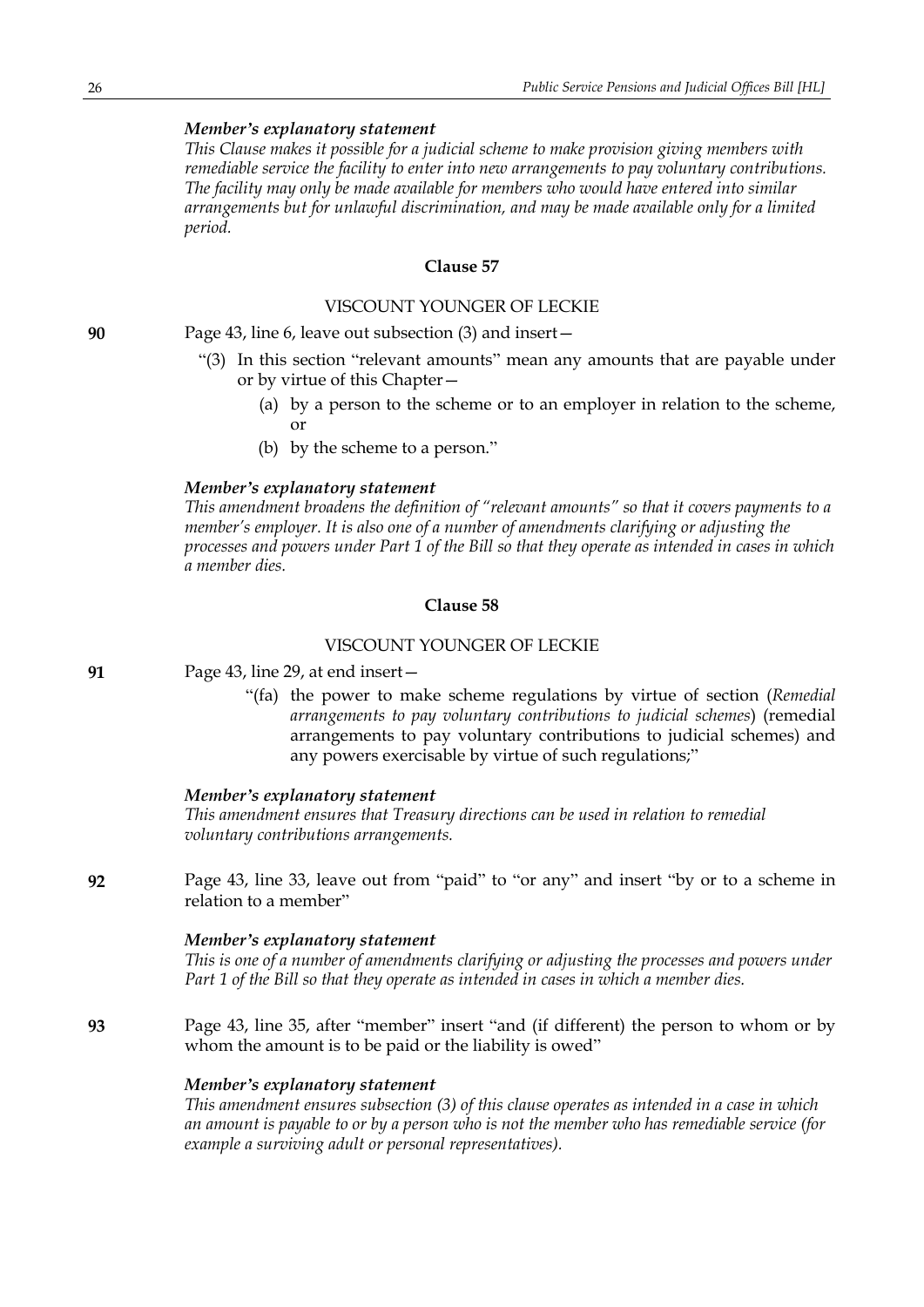*Member's explanatory statement*

*This Clause makes it possible for a judicial scheme to make provision giving members with remediable service the facility to enter into new arrangements to pay voluntary contributions. The facility may only be made available for members who would have entered into similar arrangements but for unlawful discrimination, and may be made available only for a limited period.*

**Clause 57**

VISCOUNT YOUNGER OF LECKIE

**90** Page 43, line 6, leave out subsection (3) and insert—

"(3) In this section "relevant amounts" mean any amounts that are payable under or by virtue of this Chapter—

(a) by a person to the scheme or to an employer in relation to the scheme, or

(b) by the scheme to a person."

*Member's explanatory statement*

*This amendment broadens the definition of "relevant amounts" so that it covers payments to a member's employer. It is also one of a number of amendments clarifying or adjusting the processes and powers under Part 1 of the Bill so that they operate as intended in cases in which a member dies.*

**Clause 58**

VISCOUNT YOUNGER OF LECKIE

**91** Page 43, line 29, at end insert—

"(fa) the power to make scheme regulations by virtue of section (*Remedial arrangements to pay voluntary contributions to judicial schemes*) (remedial arrangements to pay voluntary contributions to judicial schemes) and any powers exercisable by virtue of such regulations;"

*Member's explanatory statement*

*This amendment ensures that Treasury directions can be used in relation to remedial voluntary contributions arrangements.*

**92** Page 43, line 33, leave out from "paid" to "or any" and insert "by or to a scheme in relation to a member"

*Member's explanatory statement*

*This is one of a number of amendments clarifying or adjusting the processes and powers under Part 1 of the Bill so that they operate as intended in cases in which a member dies.*

**93** Page 43, line 35, after "member" insert "and (if different) the person to whom or by whom the amount is to be paid or the liability is owed"

*Member's explanatory statement*

*This amendment ensures subsection (3) of this clause operates as intended in a case in which an amount is payable to or by a person who is not the member who has remediable service (for example a surviving adult or personal representatives).*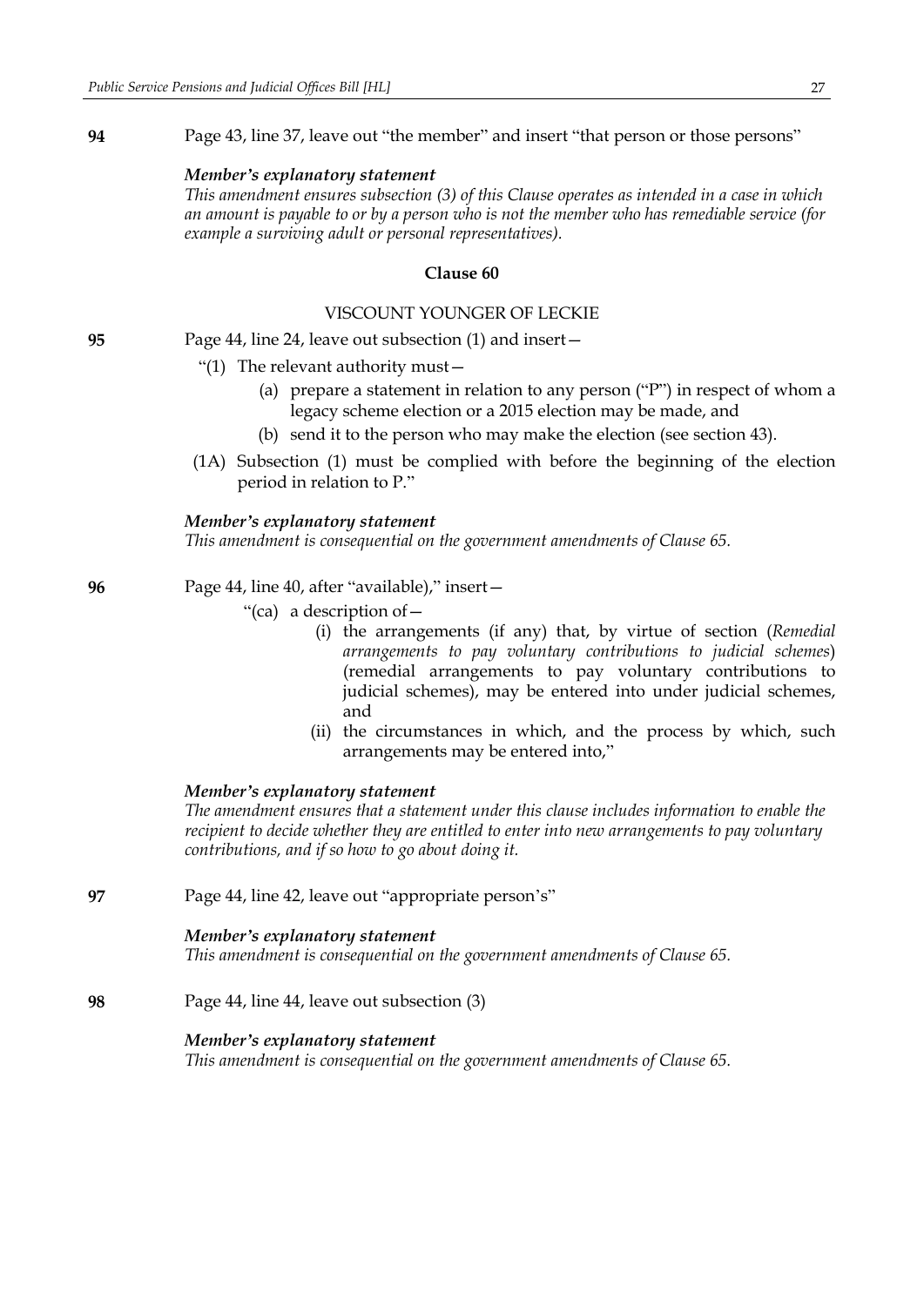**94** Page 43, line 37, leave out "the member" and insert "that person or those persons"

***Member's explanatory statement***

*This amendment ensures subsection (3) of this Clause operates as intended in a case in which an amount is payable to or by a person who is not the member who has remediable service (for example a surviving adult or personal representatives).*

### Clause 60

VISCOUNT YOUNGER OF LECKIE

**95** Page 44, line 24, leave out subsection (1) and insert—

"(1) The relevant authority must—

(a) prepare a statement in relation to any person ("P") in respect of whom a legacy scheme election or a 2015 election may be made, and

(b) send it to the person who may make the election (see section 43).

(1A) Subsection (1) must be complied with before the beginning of the election period in relation to P."

***Member's explanatory statement***

*This amendment is consequential on the government amendments of Clause 65.*

**96** Page 44, line 40, after "available)," insert—

"(ca) a description of—

(i) the arrangements (if any) that, by virtue of section (*Remedial arrangements to pay voluntary contributions to judicial schemes*) (remedial arrangements to pay voluntary contributions to judicial schemes), may be entered into under judicial schemes, and

(ii) the circumstances in which, and the process by which, such arrangements may be entered into,"

***Member's explanatory statement***

*The amendment ensures that a statement under this clause includes information to enable the recipient to decide whether they are entitled to enter into new arrangements to pay voluntary contributions, and if so how to go about doing it.*

**97** Page 44, line 42, leave out "appropriate person's"

***Member's explanatory statement***

*This amendment is consequential on the government amendments of Clause 65.*

**98** Page 44, line 44, leave out subsection (3)

***Member's explanatory statement***

*This amendment is consequential on the government amendments of Clause 65.*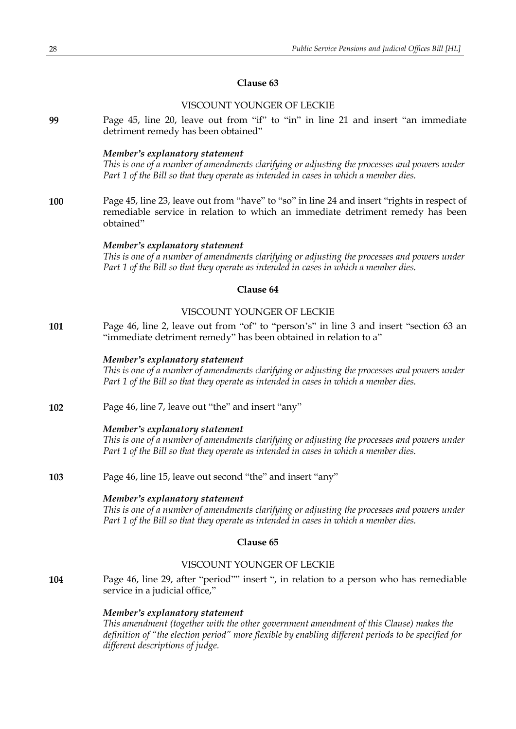### Clause 63

VISCOUNT YOUNGER OF LECKIE

**99** Page 45, line 20, leave out from "if" to "in" in line 21 and insert "an immediate detriment remedy has been obtained"

***Member's explanatory statement***

*This is one of a number of amendments clarifying or adjusting the processes and powers under Part 1 of the Bill so that they operate as intended in cases in which a member dies.*

**100** Page 45, line 23, leave out from "have" to "so" in line 24 and insert "rights in respect of remediable service in relation to which an immediate detriment remedy has been obtained"

***Member's explanatory statement***

*This is one of a number of amendments clarifying or adjusting the processes and powers under Part 1 of the Bill so that they operate as intended in cases in which a member dies.*

### Clause 64

VISCOUNT YOUNGER OF LECKIE

**101** Page 46, line 2, leave out from "of" to "person's" in line 3 and insert "section 63 an "immediate detriment remedy" has been obtained in relation to a"

***Member's explanatory statement***

*This is one of a number of amendments clarifying or adjusting the processes and powers under Part 1 of the Bill so that they operate as intended in cases in which a member dies.*

**102** Page 46, line 7, leave out "the" and insert "any"

***Member's explanatory statement***

*This is one of a number of amendments clarifying or adjusting the processes and powers under Part 1 of the Bill so that they operate as intended in cases in which a member dies.*

**103** Page 46, line 15, leave out second "the" and insert "any"

***Member's explanatory statement***

*This is one of a number of amendments clarifying or adjusting the processes and powers under Part 1 of the Bill so that they operate as intended in cases in which a member dies.*

### Clause 65

VISCOUNT YOUNGER OF LECKIE

**104** Page 46, line 29, after "period"" insert ", in relation to a person who has remediable service in a judicial office,"

***Member's explanatory statement***

*This amendment (together with the other government amendment of this Clause) makes the definition of "the election period" more flexible by enabling different periods to be specified for different descriptions of judge.*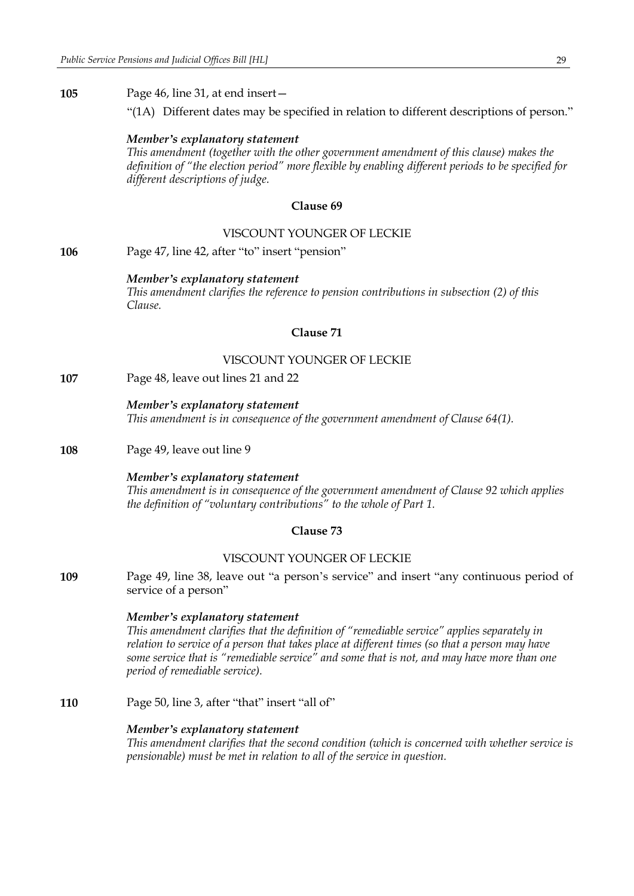**105** Page 46, line 31, at end insert—

"(1A) Different dates may be specified in relation to different descriptions of person."

***Member's explanatory statement***

*This amendment (together with the other government amendment of this clause) makes the definition of "the election period" more flexible by enabling different periods to be specified for different descriptions of judge.*

### Clause 69

VISCOUNT YOUNGER OF LECKIE

**106** Page 47, line 42, after "to" insert "pension"

***Member's explanatory statement***

*This amendment clarifies the reference to pension contributions in subsection (2) of this Clause.*

### Clause 71

VISCOUNT YOUNGER OF LECKIE

**107** Page 48, leave out lines 21 and 22

***Member's explanatory statement***

*This amendment is in consequence of the government amendment of Clause 64(1).*

**108** Page 49, leave out line 9

***Member's explanatory statement***

*This amendment is in consequence of the government amendment of Clause 92 which applies the definition of "voluntary contributions" to the whole of Part 1.*

### Clause 73

VISCOUNT YOUNGER OF LECKIE

**109** Page 49, line 38, leave out "a person's service" and insert "any continuous period of service of a person"

***Member's explanatory statement***

*This amendment clarifies that the definition of "remediable service" applies separately in relation to service of a person that takes place at different times (so that a person may have some service that is "remediable service" and some that is not, and may have more than one period of remediable service).*

**110** Page 50, line 3, after "that" insert "all of"

***Member's explanatory statement***

*This amendment clarifies that the second condition (which is concerned with whether service is pensionable) must be met in relation to all of the service in question.*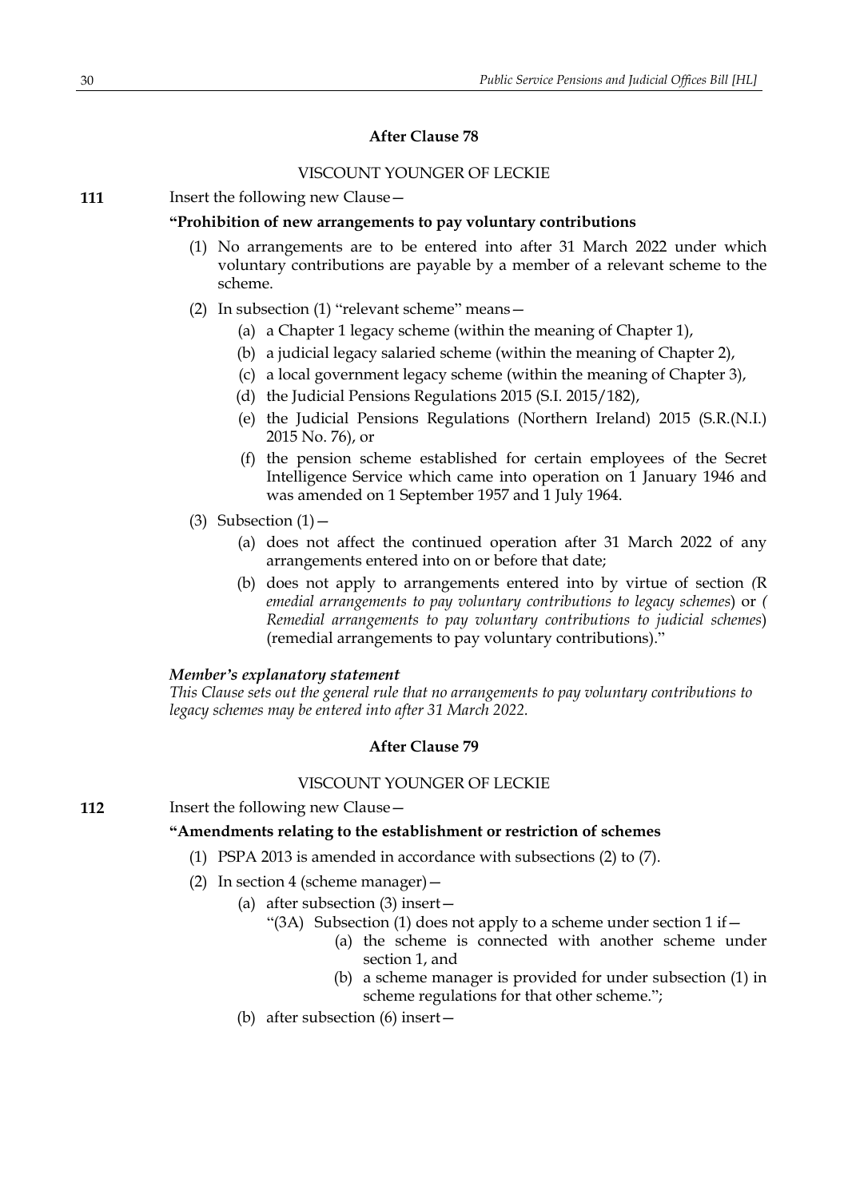### After Clause 78

VISCOUNT YOUNGER OF LECKIE

**111** Insert the following new Clause—

**"Prohibition of new arrangements to pay voluntary contributions**

(1) No arrangements are to be entered into after 31 March 2022 under which voluntary contributions are payable by a member of a relevant scheme to the scheme.

(2) In subsection (1) "relevant scheme" means—

(a) a Chapter 1 legacy scheme (within the meaning of Chapter 1),

(b) a judicial legacy salaried scheme (within the meaning of Chapter 2),

(c) a local government legacy scheme (within the meaning of Chapter 3),

(d) the Judicial Pensions Regulations 2015 (S.I. 2015/182),

(e) the Judicial Pensions Regulations (Northern Ireland) 2015 (S.R.(N.I.) 2015 No. 76), or

(f) the pension scheme established for certain employees of the Secret Intelligence Service which came into operation on 1 January 1946 and was amended on 1 September 1957 and 1 July 1964.

(3) Subsection (1)—

(a) does not affect the continued operation after 31 March 2022 of any arrangements entered into on or before that date;

(b) does not apply to arrangements entered into by virtue of section *(Remedial arrangements to pay voluntary contributions to legacy schemes*) or *(Remedial arrangements to pay voluntary contributions to judicial schemes*) (remedial arrangements to pay voluntary contributions)."

***Member's explanatory statement***

*This Clause sets out the general rule that no arrangements to pay voluntary contributions to legacy schemes may be entered into after 31 March 2022.*

### After Clause 79

VISCOUNT YOUNGER OF LECKIE

**112** Insert the following new Clause—

**"Amendments relating to the establishment or restriction of schemes**

(1) PSPA 2013 is amended in accordance with subsections (2) to (7).

(2) In section 4 (scheme manager)—

(a) after subsection (3) insert—

"(3A) Subsection (1) does not apply to a scheme under section 1 if—

(a) the scheme is connected with another scheme under section 1, and

(b) a scheme manager is provided for under subsection (1) in scheme regulations for that other scheme.";

(b) after subsection (6) insert—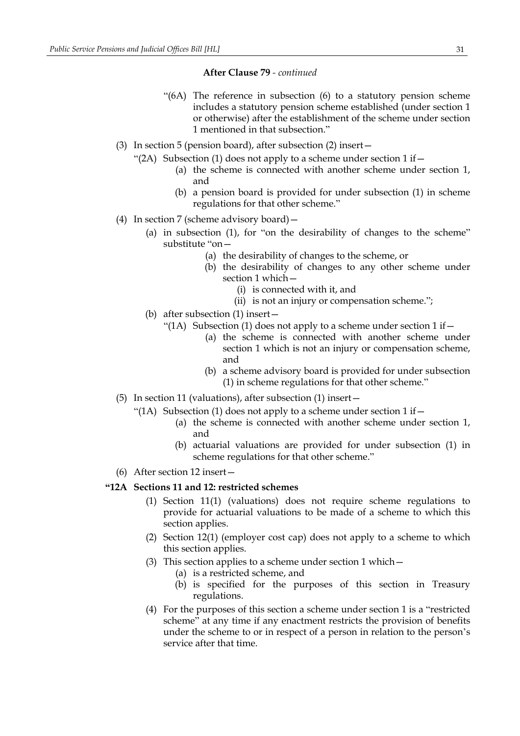**After Clause 79** - *continued*

"(6A) The reference in subsection (6) to a statutory pension scheme includes a statutory pension scheme established (under section 1 or otherwise) after the establishment of the scheme under section 1 mentioned in that subsection."

(3) In section 5 (pension board), after subsection (2) insert—

"(2A) Subsection (1) does not apply to a scheme under section 1 if—

(a) the scheme is connected with another scheme under section 1, and

(b) a pension board is provided for under subsection (1) in scheme regulations for that other scheme."

(4) In section 7 (scheme advisory board)—

(a) in subsection (1), for "on the desirability of changes to the scheme" substitute "on—

(a) the desirability of changes to the scheme, or

(b) the desirability of changes to any other scheme under section 1 which—

(i) is connected with it, and

(ii) is not an injury or compensation scheme.";

(b) after subsection (1) insert—

"(1A) Subsection (1) does not apply to a scheme under section 1 if—

(a) the scheme is connected with another scheme under section 1 which is not an injury or compensation scheme, and

(b) a scheme advisory board is provided for under subsection (1) in scheme regulations for that other scheme."

(5) In section 11 (valuations), after subsection (1) insert—

"(1A) Subsection (1) does not apply to a scheme under section 1 if—

(a) the scheme is connected with another scheme under section 1, and

(b) actuarial valuations are provided for under subsection (1) in scheme regulations for that other scheme."

(6) After section 12 insert—

**"12A Sections 11 and 12: restricted schemes**

(1) Section 11(1) (valuations) does not require scheme regulations to provide for actuarial valuations to be made of a scheme to which this section applies.

(2) Section 12(1) (employer cost cap) does not apply to a scheme to which this section applies.

(3) This section applies to a scheme under section 1 which—

(a) is a restricted scheme, and

(b) is specified for the purposes of this section in Treasury regulations.

(4) For the purposes of this section a scheme under section 1 is a "restricted scheme" at any time if any enactment restricts the provision of benefits under the scheme to or in respect of a person in relation to the person's service after that time.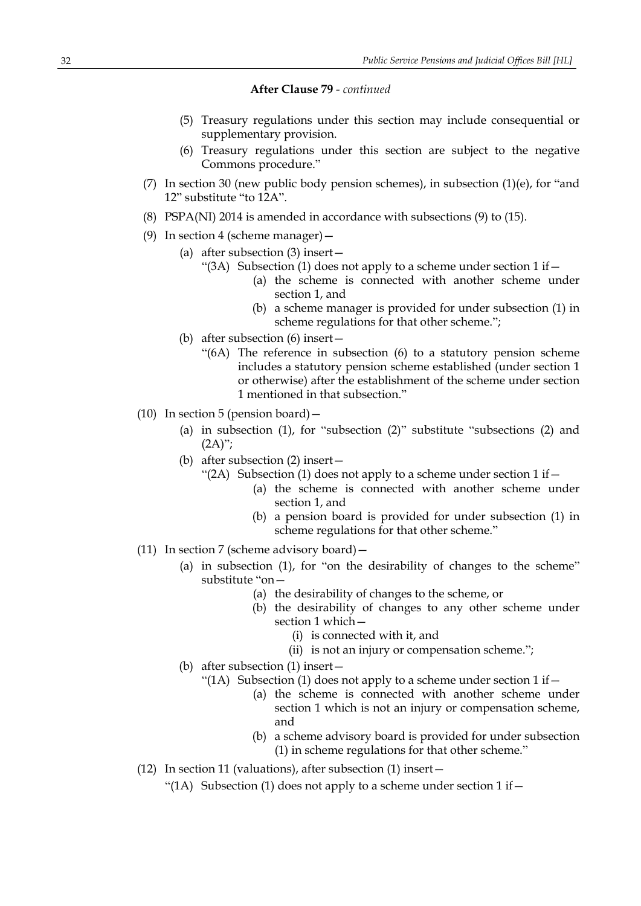**After Clause 79** - *continued*

(5) Treasury regulations under this section may include consequential or supplementary provision.

(6) Treasury regulations under this section are subject to the negative Commons procedure."

(7) In section 30 (new public body pension schemes), in subsection (1)(e), for "and 12" substitute "to 12A".

(8) PSPA(NI) 2014 is amended in accordance with subsections (9) to (15).

(9) In section 4 (scheme manager)—

(a) after subsection (3) insert—

"(3A) Subsection (1) does not apply to a scheme under section 1 if—

(a) the scheme is connected with another scheme under section 1, and

(b) a scheme manager is provided for under subsection (1) in scheme regulations for that other scheme.";

(b) after subsection (6) insert—

"(6A) The reference in subsection (6) to a statutory pension scheme includes a statutory pension scheme established (under section 1 or otherwise) after the establishment of the scheme under section 1 mentioned in that subsection."

(10) In section 5 (pension board)—

(a) in subsection (1), for "subsection (2)" substitute "subsections (2) and (2A)";

(b) after subsection (2) insert—

"(2A) Subsection (1) does not apply to a scheme under section 1 if—

(a) the scheme is connected with another scheme under section 1, and

(b) a pension board is provided for under subsection (1) in scheme regulations for that other scheme."

(11) In section 7 (scheme advisory board)—

(a) in subsection (1), for "on the desirability of changes to the scheme" substitute "on—

(a) the desirability of changes to the scheme, or

(b) the desirability of changes to any other scheme under section 1 which—

(i) is connected with it, and

(ii) is not an injury or compensation scheme.";

(b) after subsection (1) insert—

"(1A) Subsection (1) does not apply to a scheme under section 1 if—

(a) the scheme is connected with another scheme under section 1 which is not an injury or compensation scheme, and

(b) a scheme advisory board is provided for under subsection (1) in scheme regulations for that other scheme."

(12) In section 11 (valuations), after subsection (1) insert—

"(1A) Subsection (1) does not apply to a scheme under section 1 if—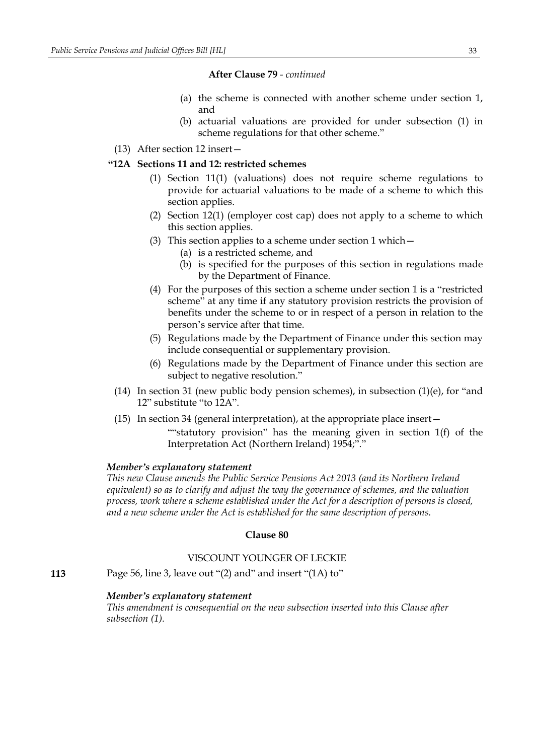**After Clause 79** - *continued*

(a) the scheme is connected with another scheme under section 1, and

(b) actuarial valuations are provided for under subsection (1) in scheme regulations for that other scheme."

(13) After section 12 insert—

**"12A Sections 11 and 12: restricted schemes**

(1) Section 11(1) (valuations) does not require scheme regulations to provide for actuarial valuations to be made of a scheme to which this section applies.

(2) Section 12(1) (employer cost cap) does not apply to a scheme to which this section applies.

(3) This section applies to a scheme under section 1 which—

(a) is a restricted scheme, and

(b) is specified for the purposes of this section in regulations made by the Department of Finance.

(4) For the purposes of this section a scheme under section 1 is a "restricted scheme" at any time if any statutory provision restricts the provision of benefits under the scheme to or in respect of a person in relation to the person's service after that time.

(5) Regulations made by the Department of Finance under this section may include consequential or supplementary provision.

(6) Regulations made by the Department of Finance under this section are subject to negative resolution."

(14) In section 31 (new public body pension schemes), in subsection (1)(e), for "and 12" substitute "to 12A".

(15) In section 34 (general interpretation), at the appropriate place insert—

""statutory provision" has the meaning given in section 1(f) of the Interpretation Act (Northern Ireland) 1954;"."

***Member's explanatory statement***

*This new Clause amends the Public Service Pensions Act 2013 (and its Northern Ireland equivalent) so as to clarify and adjust the way the governance of schemes, and the valuation process, work where a scheme established under the Act for a description of persons is closed, and a new scheme under the Act is established for the same description of persons.*

**Clause 80**

VISCOUNT YOUNGER OF LECKIE

**113** Page 56, line 3, leave out "(2) and" and insert "(1A) to"

***Member's explanatory statement***

*This amendment is consequential on the new subsection inserted into this Clause after subsection (1).*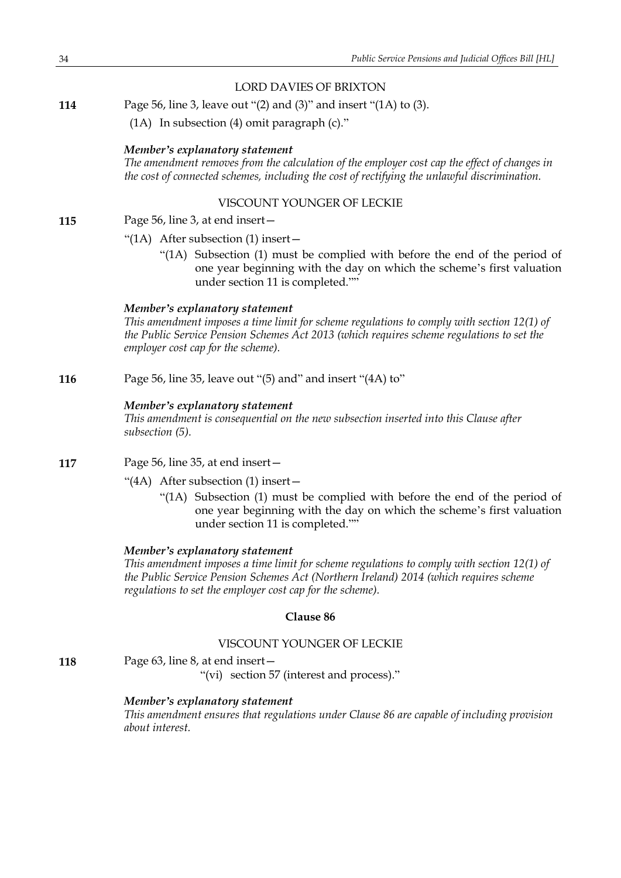LORD DAVIES OF BRIXTON

**114** Page 56, line 3, leave out "(2) and (3)" and insert "(1A) to (3).

(1A) In subsection (4) omit paragraph (c)."

***Member's explanatory statement***

*The amendment removes from the calculation of the employer cost cap the effect of changes in the cost of connected schemes, including the cost of rectifying the unlawful discrimination.*

VISCOUNT YOUNGER OF LECKIE

**115** Page 56, line 3, at end insert—

"(1A) After subsection (1) insert—

"(1A) Subsection (1) must be complied with before the end of the period of one year beginning with the day on which the scheme's first valuation under section 11 is completed.""

***Member's explanatory statement***

*This amendment imposes a time limit for scheme regulations to comply with section 12(1) of the Public Service Pension Schemes Act 2013 (which requires scheme regulations to set the employer cost cap for the scheme).*

**116** Page 56, line 35, leave out "(5) and" and insert "(4A) to"

***Member's explanatory statement***

*This amendment is consequential on the new subsection inserted into this Clause after subsection (5).*

**117** Page 56, line 35, at end insert—

"(4A) After subsection (1) insert—

"(1A) Subsection (1) must be complied with before the end of the period of one year beginning with the day on which the scheme's first valuation under section 11 is completed.""

***Member's explanatory statement***

*This amendment imposes a time limit for scheme regulations to comply with section 12(1) of the Public Service Pension Schemes Act (Northern Ireland) 2014 (which requires scheme regulations to set the employer cost cap for the scheme).*

**Clause 86**

VISCOUNT YOUNGER OF LECKIE

**118** Page 63, line 8, at end insert—

"(vi) section 57 (interest and process)."

***Member's explanatory statement***

*This amendment ensures that regulations under Clause 86 are capable of including provision about interest.*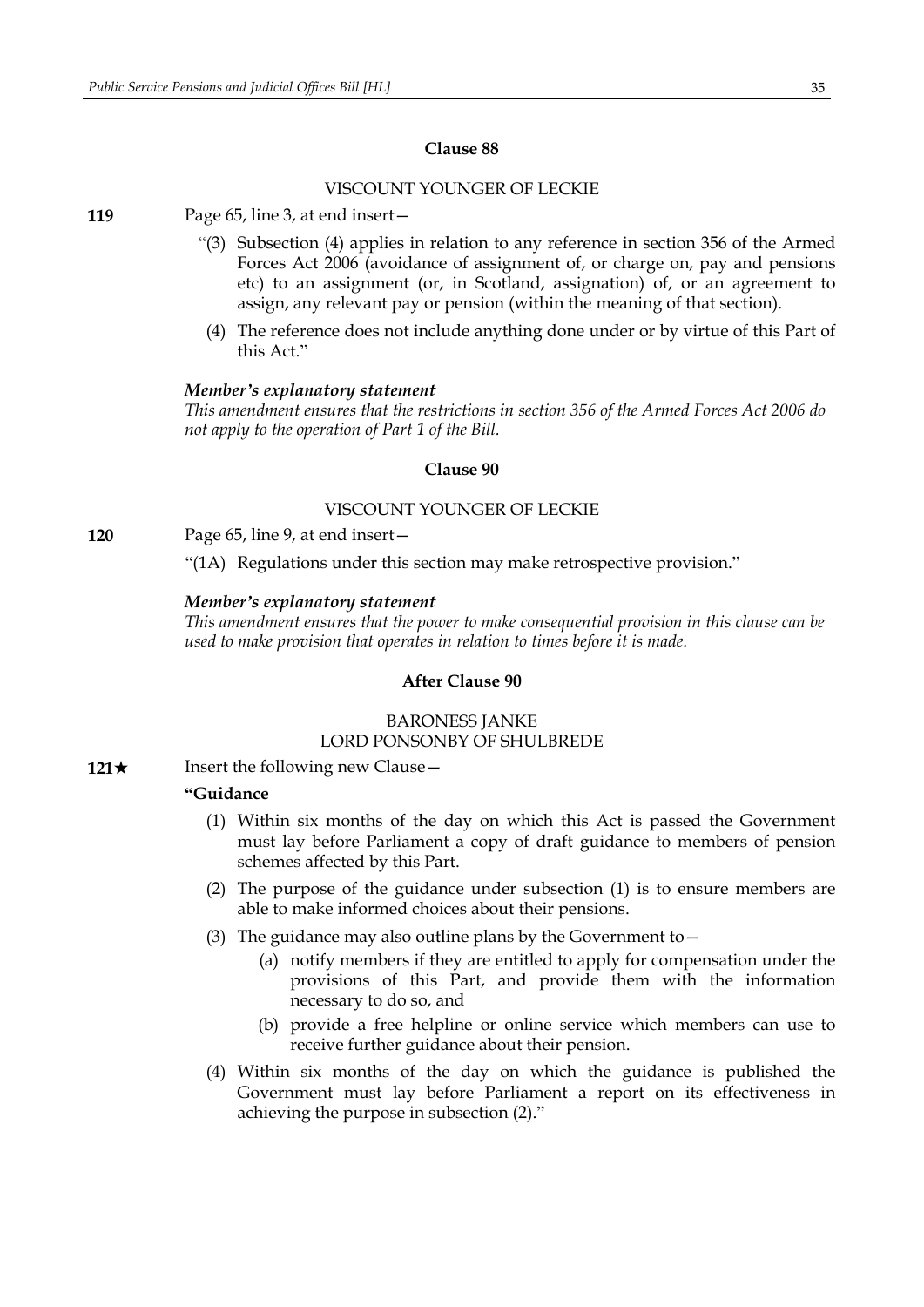### Clause 88

VISCOUNT YOUNGER OF LECKIE

**119** Page 65, line 3, at end insert—

"(3) Subsection (4) applies in relation to any reference in section 356 of the Armed Forces Act 2006 (avoidance of assignment of, or charge on, pay and pensions etc) to an assignment (or, in Scotland, assignation) of, or an agreement to assign, any relevant pay or pension (within the meaning of that section).

(4) The reference does not include anything done under or by virtue of this Part of this Act."

***Member's explanatory statement***

*This amendment ensures that the restrictions in section 356 of the Armed Forces Act 2006 do not apply to the operation of Part 1 of the Bill.*

### Clause 90

VISCOUNT YOUNGER OF LECKIE

**120** Page 65, line 9, at end insert—

"(1A) Regulations under this section may make retrospective provision."

***Member's explanatory statement***

*This amendment ensures that the power to make consequential provision in this clause can be used to make provision that operates in relation to times before it is made.*

### After Clause 90

BARONESS JANKE
LORD PONSONBY OF SHULBREDE

**121★** Insert the following new Clause—

**"Guidance**

(1) Within six months of the day on which this Act is passed the Government must lay before Parliament a copy of draft guidance to members of pension schemes affected by this Part.

(2) The purpose of the guidance under subsection (1) is to ensure members are able to make informed choices about their pensions.

(3) The guidance may also outline plans by the Government to—

(a) notify members if they are entitled to apply for compensation under the provisions of this Part, and provide them with the information necessary to do so, and

(b) provide a free helpline or online service which members can use to receive further guidance about their pension.

(4) Within six months of the day on which the guidance is published the Government must lay before Parliament a report on its effectiveness in achieving the purpose in subsection (2)."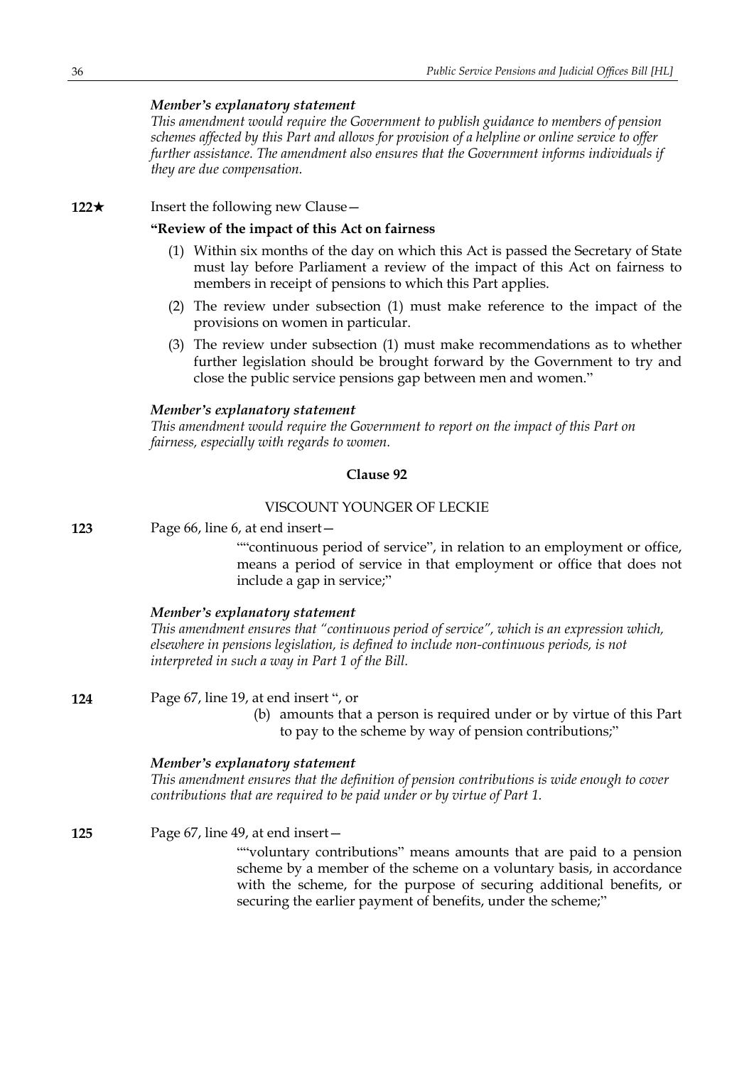***Member's explanatory statement***

*This amendment would require the Government to publish guidance to members of pension schemes affected by this Part and allows for provision of a helpline or online service to offer further assistance. The amendment also ensures that the Government informs individuals if they are due compensation.*

**122★** Insert the following new Clause—

**"Review of the impact of this Act on fairness**

(1) Within six months of the day on which this Act is passed the Secretary of State must lay before Parliament a review of the impact of this Act on fairness to members in receipt of pensions to which this Part applies.

(2) The review under subsection (1) must make reference to the impact of the provisions on women in particular.

(3) The review under subsection (1) must make recommendations as to whether further legislation should be brought forward by the Government to try and close the public service pensions gap between men and women."

***Member's explanatory statement***

*This amendment would require the Government to report on the impact of this Part on fairness, especially with regards to women.*

**Clause 92**

VISCOUNT YOUNGER OF LECKIE

**123** Page 66, line 6, at end insert—

""continuous period of service", in relation to an employment or office, means a period of service in that employment or office that does not include a gap in service;"

***Member's explanatory statement***

*This amendment ensures that "continuous period of service", which is an expression which, elsewhere in pensions legislation, is defined to include non-continuous periods, is not interpreted in such a way in Part 1 of the Bill.*

**124** Page 67, line 19, at end insert ", or

(b) amounts that a person is required under or by virtue of this Part to pay to the scheme by way of pension contributions;"

***Member's explanatory statement***

*This amendment ensures that the definition of pension contributions is wide enough to cover contributions that are required to be paid under or by virtue of Part 1.*

**125** Page 67, line 49, at end insert—

""voluntary contributions" means amounts that are paid to a pension scheme by a member of the scheme on a voluntary basis, in accordance with the scheme, for the purpose of securing additional benefits, or securing the earlier payment of benefits, under the scheme;"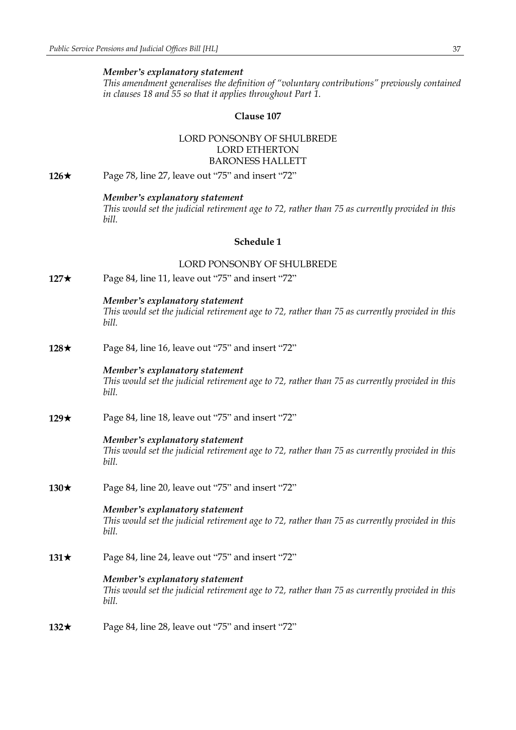*Member's explanatory statement*

*This amendment generalises the definition of "voluntary contributions" previously contained in clauses 18 and 55 so that it applies throughout Part 1.*

**Clause 107**

LORD PONSONBY OF SHULBREDE
LORD ETHERTON
BARONESS HALLETT

**126★** Page 78, line 27, leave out "75" and insert "72"

*Member's explanatory statement*

*This would set the judicial retirement age to 72, rather than 75 as currently provided in this bill.*

**Schedule 1**

LORD PONSONBY OF SHULBREDE

**127★** Page 84, line 11, leave out "75" and insert "72"

*Member's explanatory statement*

*This would set the judicial retirement age to 72, rather than 75 as currently provided in this bill.*

**128★** Page 84, line 16, leave out "75" and insert "72"

*Member's explanatory statement*

*This would set the judicial retirement age to 72, rather than 75 as currently provided in this bill.*

**129★** Page 84, line 18, leave out "75" and insert "72"

*Member's explanatory statement*

*This would set the judicial retirement age to 72, rather than 75 as currently provided in this bill.*

**130★** Page 84, line 20, leave out "75" and insert "72"

*Member's explanatory statement*

*This would set the judicial retirement age to 72, rather than 75 as currently provided in this bill.*

**131★** Page 84, line 24, leave out "75" and insert "72"

*Member's explanatory statement*

*This would set the judicial retirement age to 72, rather than 75 as currently provided in this bill.*

**132★** Page 84, line 28, leave out "75" and insert "72"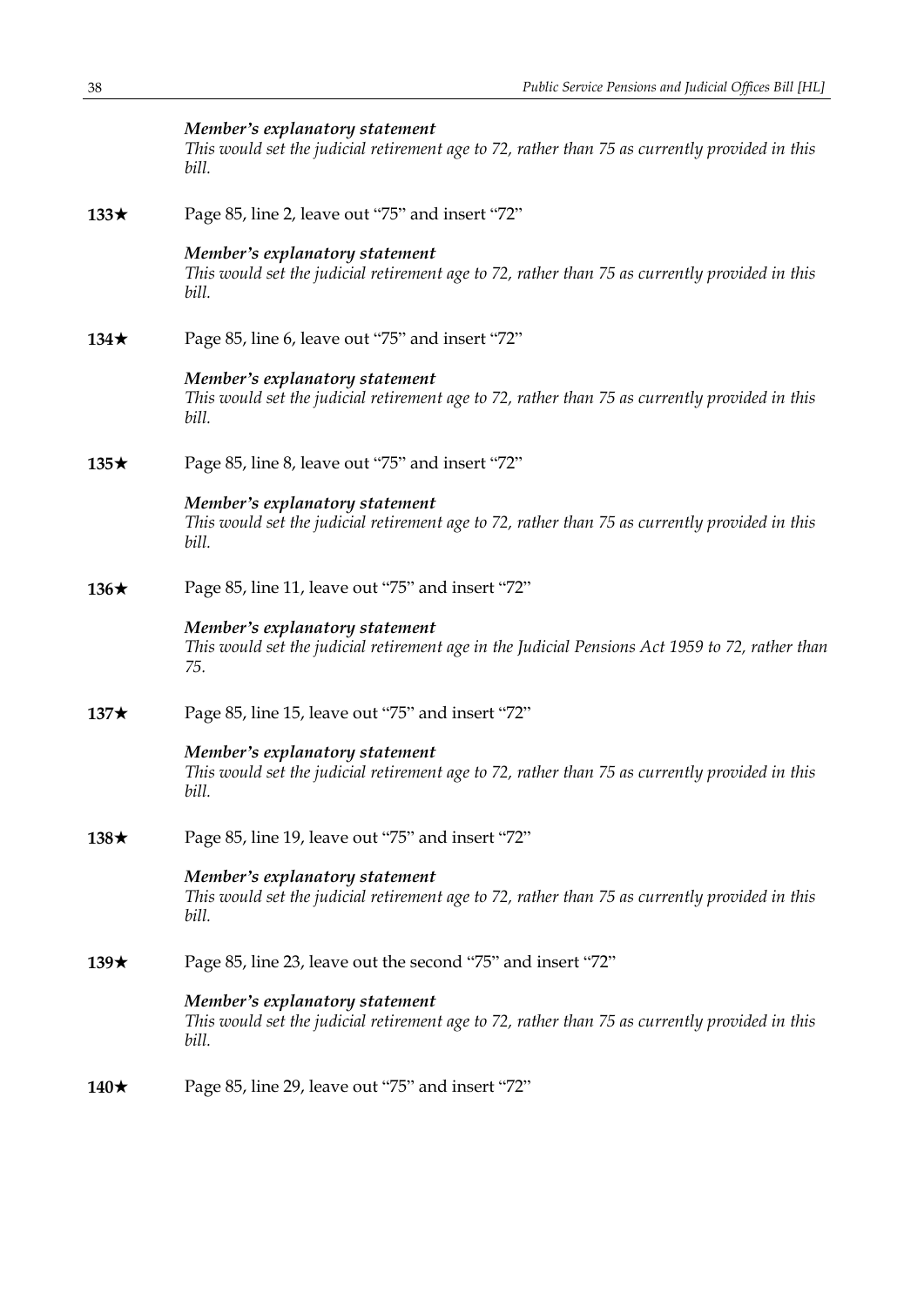*Member's explanatory statement*
*This would set the judicial retirement age to 72, rather than 75 as currently provided in this bill.*

**133★** Page 85, line 2, leave out "75" and insert "72"

*Member's explanatory statement*
*This would set the judicial retirement age to 72, rather than 75 as currently provided in this bill.*

**134★** Page 85, line 6, leave out "75" and insert "72"

*Member's explanatory statement*
*This would set the judicial retirement age to 72, rather than 75 as currently provided in this bill.*

**135★** Page 85, line 8, leave out "75" and insert "72"

*Member's explanatory statement*
*This would set the judicial retirement age to 72, rather than 75 as currently provided in this bill.*

**136★** Page 85, line 11, leave out "75" and insert "72"

*Member's explanatory statement*
*This would set the judicial retirement age in the Judicial Pensions Act 1959 to 72, rather than 75.*

**137★** Page 85, line 15, leave out "75" and insert "72"

*Member's explanatory statement*
*This would set the judicial retirement age to 72, rather than 75 as currently provided in this bill.*

**138★** Page 85, line 19, leave out "75" and insert "72"

*Member's explanatory statement*
*This would set the judicial retirement age to 72, rather than 75 as currently provided in this bill.*

**139★** Page 85, line 23, leave out the second "75" and insert "72"

*Member's explanatory statement*
*This would set the judicial retirement age to 72, rather than 75 as currently provided in this bill.*

**140★** Page 85, line 29, leave out "75" and insert "72"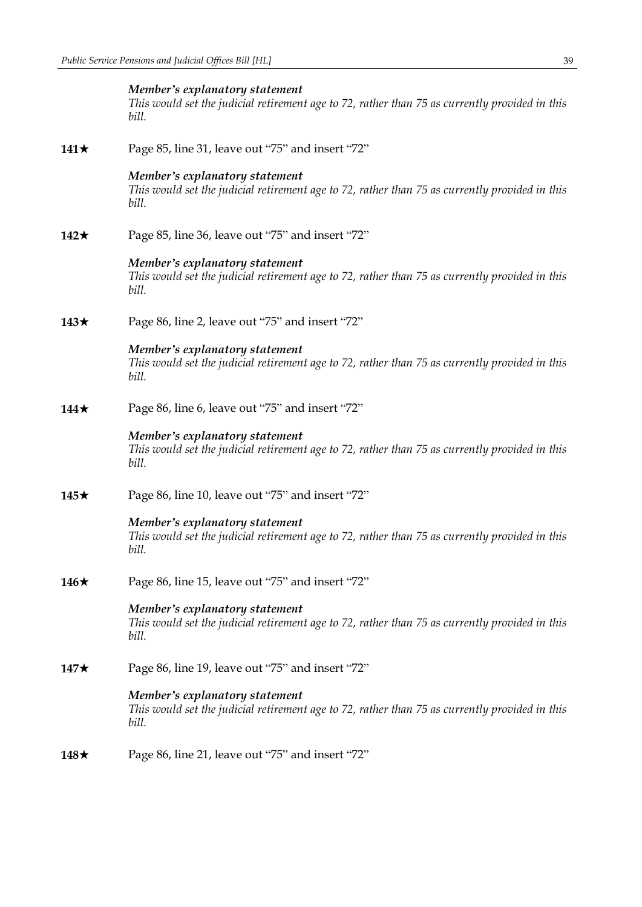*Member's explanatory statement*
*This would set the judicial retirement age to 72, rather than 75 as currently provided in this bill.*

**141★** Page 85, line 31, leave out "75" and insert "72"

*Member's explanatory statement*
*This would set the judicial retirement age to 72, rather than 75 as currently provided in this bill.*

**142★** Page 85, line 36, leave out "75" and insert "72"

*Member's explanatory statement*
*This would set the judicial retirement age to 72, rather than 75 as currently provided in this bill.*

**143★** Page 86, line 2, leave out "75" and insert "72"

*Member's explanatory statement*
*This would set the judicial retirement age to 72, rather than 75 as currently provided in this bill.*

**144★** Page 86, line 6, leave out "75" and insert "72"

*Member's explanatory statement*
*This would set the judicial retirement age to 72, rather than 75 as currently provided in this bill.*

**145★** Page 86, line 10, leave out "75" and insert "72"

*Member's explanatory statement*
*This would set the judicial retirement age to 72, rather than 75 as currently provided in this bill.*

**146★** Page 86, line 15, leave out "75" and insert "72"

*Member's explanatory statement*
*This would set the judicial retirement age to 72, rather than 75 as currently provided in this bill.*

**147★** Page 86, line 19, leave out "75" and insert "72"

*Member's explanatory statement*
*This would set the judicial retirement age to 72, rather than 75 as currently provided in this bill.*

**148★** Page 86, line 21, leave out "75" and insert "72"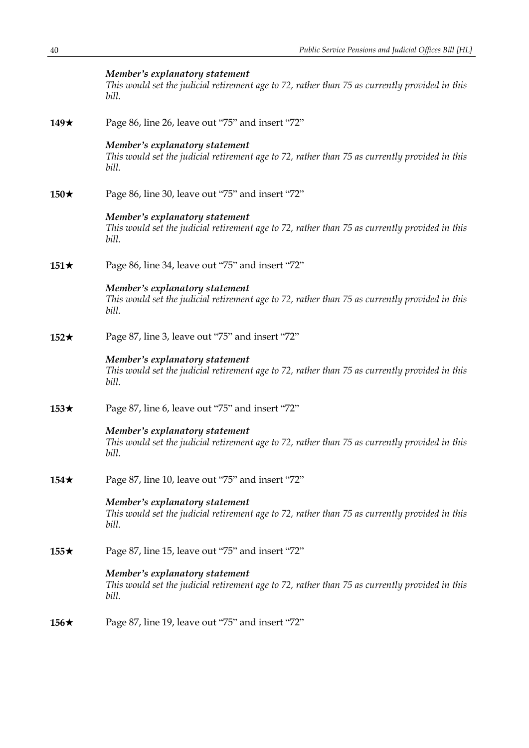***Member's explanatory statement***
*This would set the judicial retirement age to 72, rather than 75 as currently provided in this bill.*

**149★** Page 86, line 26, leave out "75" and insert "72"

***Member's explanatory statement***
*This would set the judicial retirement age to 72, rather than 75 as currently provided in this bill.*

**150★** Page 86, line 30, leave out "75" and insert "72"

***Member's explanatory statement***
*This would set the judicial retirement age to 72, rather than 75 as currently provided in this bill.*

**151★** Page 86, line 34, leave out "75" and insert "72"

***Member's explanatory statement***
*This would set the judicial retirement age to 72, rather than 75 as currently provided in this bill.*

**152★** Page 87, line 3, leave out "75" and insert "72"

***Member's explanatory statement***
*This would set the judicial retirement age to 72, rather than 75 as currently provided in this bill.*

**153★** Page 87, line 6, leave out "75" and insert "72"

***Member's explanatory statement***
*This would set the judicial retirement age to 72, rather than 75 as currently provided in this bill.*

**154★** Page 87, line 10, leave out "75" and insert "72"

***Member's explanatory statement***
*This would set the judicial retirement age to 72, rather than 75 as currently provided in this bill.*

**155★** Page 87, line 15, leave out "75" and insert "72"

***Member's explanatory statement***
*This would set the judicial retirement age to 72, rather than 75 as currently provided in this bill.*

**156★** Page 87, line 19, leave out "75" and insert "72"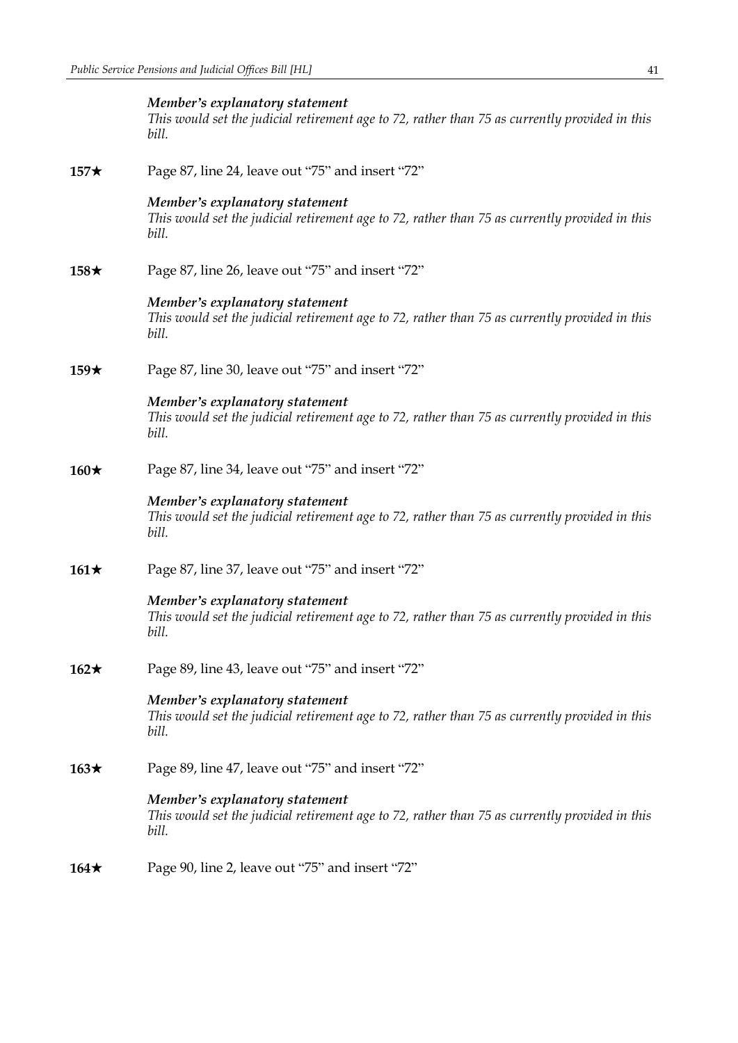***Member's explanatory statement***
*This would set the judicial retirement age to 72, rather than 75 as currently provided in this bill.*

**157★** Page 87, line 24, leave out "75" and insert "72"

***Member's explanatory statement***
*This would set the judicial retirement age to 72, rather than 75 as currently provided in this bill.*

**158★** Page 87, line 26, leave out "75" and insert "72"

***Member's explanatory statement***
*This would set the judicial retirement age to 72, rather than 75 as currently provided in this bill.*

**159★** Page 87, line 30, leave out "75" and insert "72"

***Member's explanatory statement***
*This would set the judicial retirement age to 72, rather than 75 as currently provided in this bill.*

**160★** Page 87, line 34, leave out "75" and insert "72"

***Member's explanatory statement***
*This would set the judicial retirement age to 72, rather than 75 as currently provided in this bill.*

**161★** Page 87, line 37, leave out "75" and insert "72"

***Member's explanatory statement***
*This would set the judicial retirement age to 72, rather than 75 as currently provided in this bill.*

**162★** Page 89, line 43, leave out "75" and insert "72"

***Member's explanatory statement***
*This would set the judicial retirement age to 72, rather than 75 as currently provided in this bill.*

**163★** Page 89, line 47, leave out "75" and insert "72"

***Member's explanatory statement***
*This would set the judicial retirement age to 72, rather than 75 as currently provided in this bill.*

**164★** Page 90, line 2, leave out "75" and insert "72"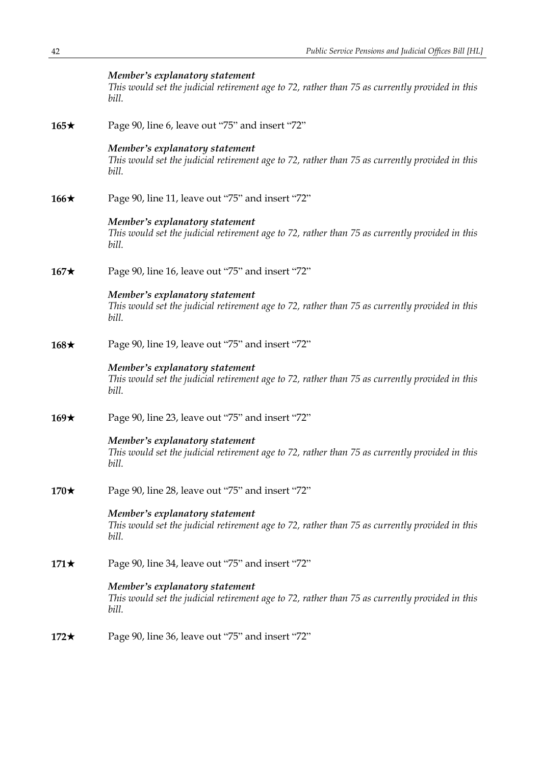*Member's explanatory statement*
*This would set the judicial retirement age to 72, rather than 75 as currently provided in this bill.*

**165★** Page 90, line 6, leave out "75" and insert "72"

*Member's explanatory statement*
*This would set the judicial retirement age to 72, rather than 75 as currently provided in this bill.*

**166★** Page 90, line 11, leave out "75" and insert "72"

*Member's explanatory statement*
*This would set the judicial retirement age to 72, rather than 75 as currently provided in this bill.*

**167★** Page 90, line 16, leave out "75" and insert "72"

*Member's explanatory statement*
*This would set the judicial retirement age to 72, rather than 75 as currently provided in this bill.*

**168★** Page 90, line 19, leave out "75" and insert "72"

*Member's explanatory statement*
*This would set the judicial retirement age to 72, rather than 75 as currently provided in this bill.*

**169★** Page 90, line 23, leave out "75" and insert "72"

*Member's explanatory statement*
*This would set the judicial retirement age to 72, rather than 75 as currently provided in this bill.*

**170★** Page 90, line 28, leave out "75" and insert "72"

*Member's explanatory statement*
*This would set the judicial retirement age to 72, rather than 75 as currently provided in this bill.*

**171★** Page 90, line 34, leave out "75" and insert "72"

*Member's explanatory statement*
*This would set the judicial retirement age to 72, rather than 75 as currently provided in this bill.*

**172★** Page 90, line 36, leave out "75" and insert "72"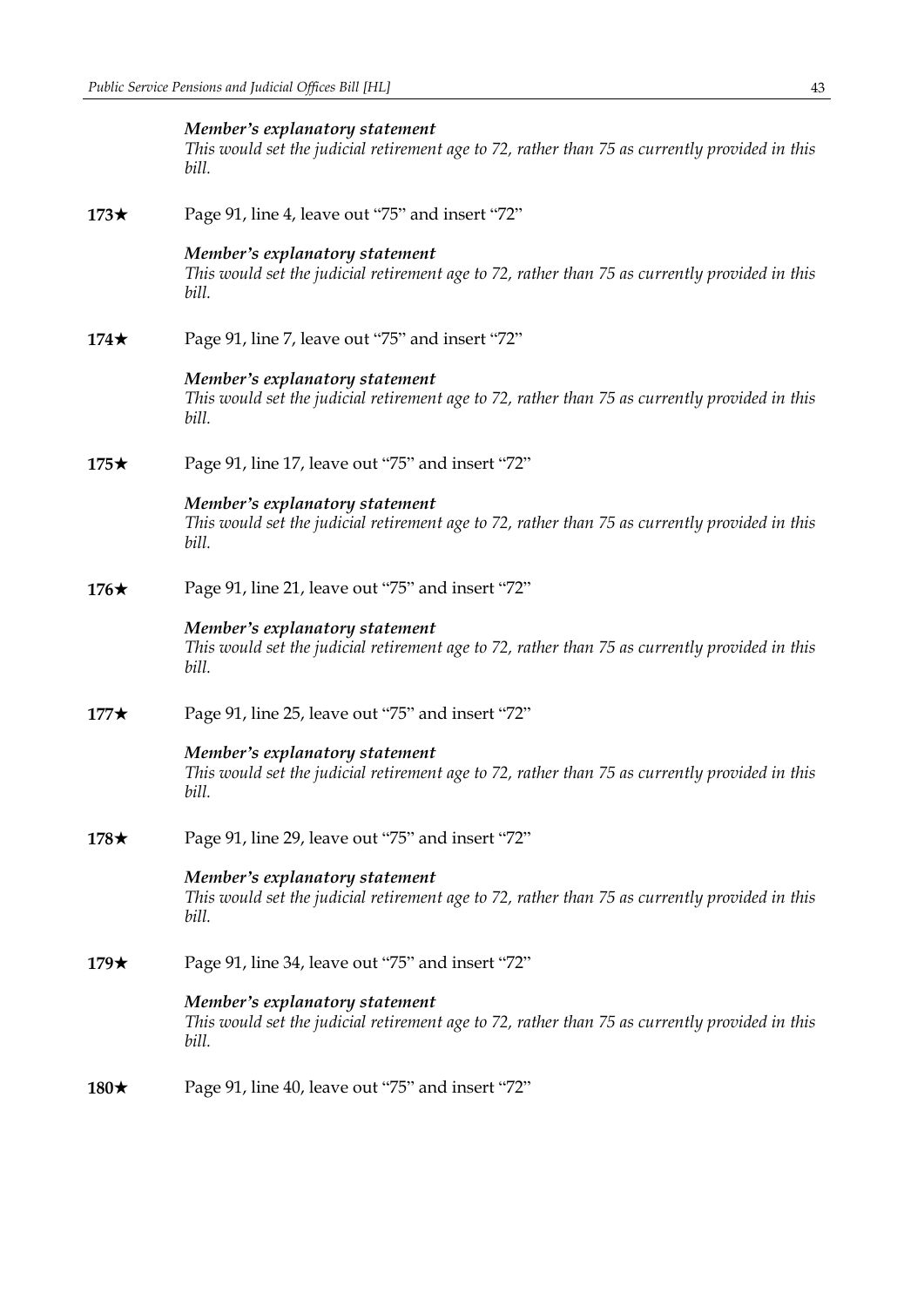***Member's explanatory statement***
*This would set the judicial retirement age to 72, rather than 75 as currently provided in this bill.*

**173★** Page 91, line 4, leave out "75" and insert "72"

***Member's explanatory statement***
*This would set the judicial retirement age to 72, rather than 75 as currently provided in this bill.*

**174★** Page 91, line 7, leave out "75" and insert "72"

***Member's explanatory statement***
*This would set the judicial retirement age to 72, rather than 75 as currently provided in this bill.*

**175★** Page 91, line 17, leave out "75" and insert "72"

***Member's explanatory statement***
*This would set the judicial retirement age to 72, rather than 75 as currently provided in this bill.*

**176★** Page 91, line 21, leave out "75" and insert "72"

***Member's explanatory statement***
*This would set the judicial retirement age to 72, rather than 75 as currently provided in this bill.*

**177★** Page 91, line 25, leave out "75" and insert "72"

***Member's explanatory statement***
*This would set the judicial retirement age to 72, rather than 75 as currently provided in this bill.*

**178★** Page 91, line 29, leave out "75" and insert "72"

***Member's explanatory statement***
*This would set the judicial retirement age to 72, rather than 75 as currently provided in this bill.*

**179★** Page 91, line 34, leave out "75" and insert "72"

***Member's explanatory statement***
*This would set the judicial retirement age to 72, rather than 75 as currently provided in this bill.*

**180★** Page 91, line 40, leave out "75" and insert "72"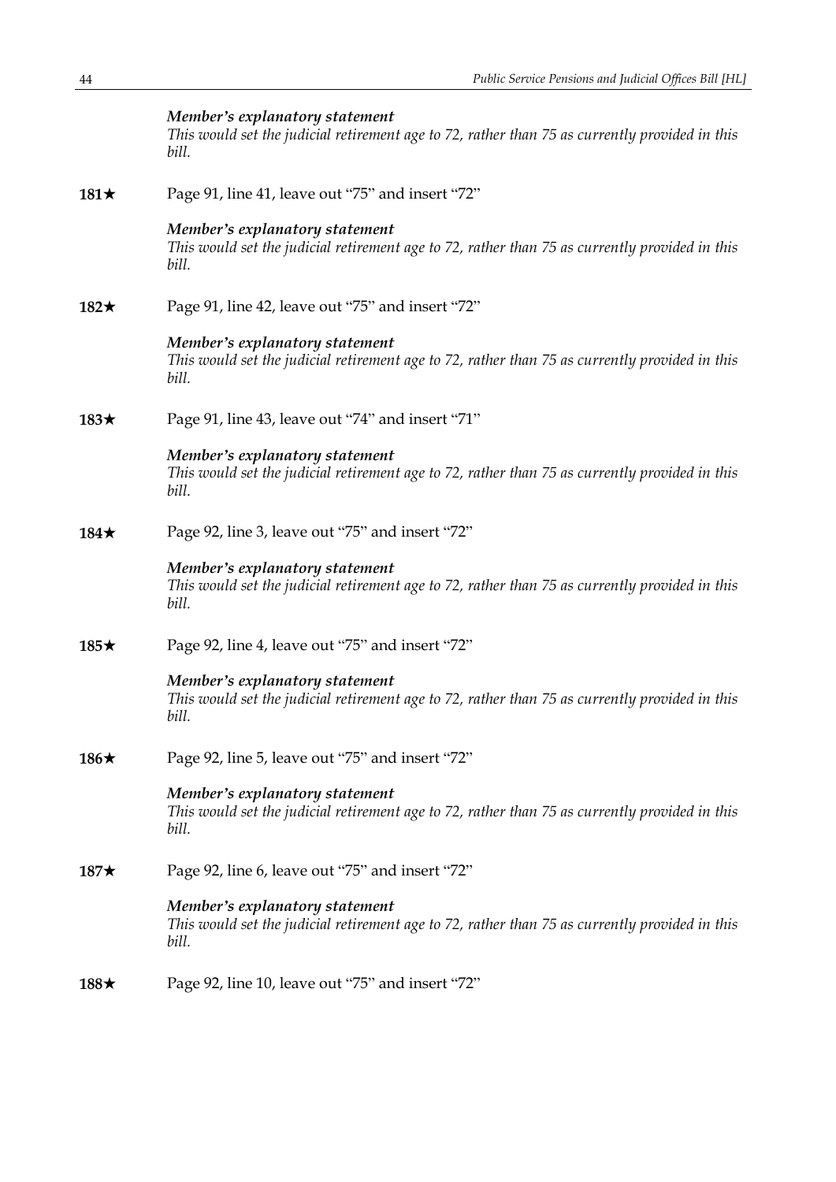***Member's explanatory statement***
*This would set the judicial retirement age to 72, rather than 75 as currently provided in this bill.*

**181★** Page 91, line 41, leave out "75" and insert "72"

***Member's explanatory statement***
*This would set the judicial retirement age to 72, rather than 75 as currently provided in this bill.*

**182★** Page 91, line 42, leave out "75" and insert "72"

***Member's explanatory statement***
*This would set the judicial retirement age to 72, rather than 75 as currently provided in this bill.*

**183★** Page 91, line 43, leave out "74" and insert "71"

***Member's explanatory statement***
*This would set the judicial retirement age to 72, rather than 75 as currently provided in this bill.*

**184★** Page 92, line 3, leave out "75" and insert "72"

***Member's explanatory statement***
*This would set the judicial retirement age to 72, rather than 75 as currently provided in this bill.*

**185★** Page 92, line 4, leave out "75" and insert "72"

***Member's explanatory statement***
*This would set the judicial retirement age to 72, rather than 75 as currently provided in this bill.*

**186★** Page 92, line 5, leave out "75" and insert "72"

***Member's explanatory statement***
*This would set the judicial retirement age to 72, rather than 75 as currently provided in this bill.*

**187★** Page 92, line 6, leave out "75" and insert "72"

***Member's explanatory statement***
*This would set the judicial retirement age to 72, rather than 75 as currently provided in this bill.*

**188★** Page 92, line 10, leave out "75" and insert "72"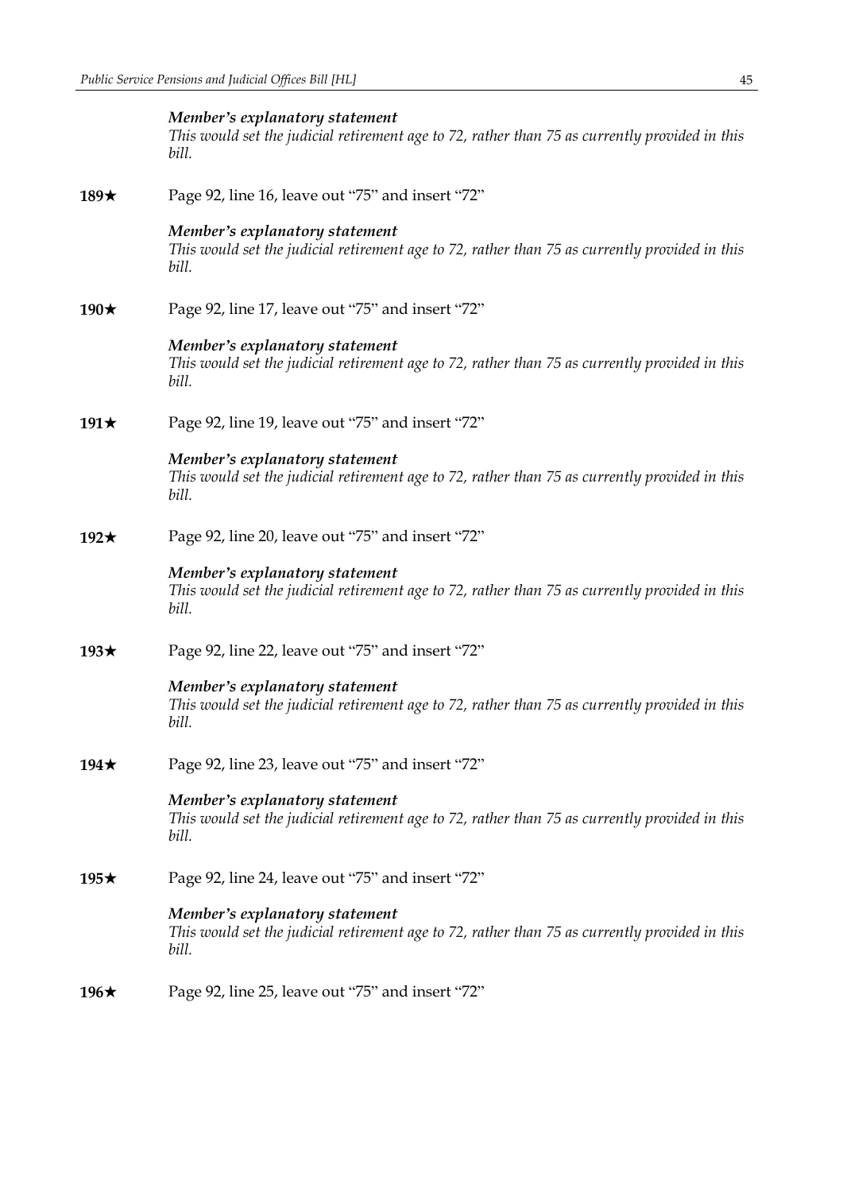***Member's explanatory statement***
*This would set the judicial retirement age to 72, rather than 75 as currently provided in this bill.*

**189★** Page 92, line 16, leave out "75" and insert "72"

***Member's explanatory statement***
*This would set the judicial retirement age to 72, rather than 75 as currently provided in this bill.*

**190★** Page 92, line 17, leave out "75" and insert "72"

***Member's explanatory statement***
*This would set the judicial retirement age to 72, rather than 75 as currently provided in this bill.*

**191★** Page 92, line 19, leave out "75" and insert "72"

***Member's explanatory statement***
*This would set the judicial retirement age to 72, rather than 75 as currently provided in this bill.*

**192★** Page 92, line 20, leave out "75" and insert "72"

***Member's explanatory statement***
*This would set the judicial retirement age to 72, rather than 75 as currently provided in this bill.*

**193★** Page 92, line 22, leave out "75" and insert "72"

***Member's explanatory statement***
*This would set the judicial retirement age to 72, rather than 75 as currently provided in this bill.*

**194★** Page 92, line 23, leave out "75" and insert "72"

***Member's explanatory statement***
*This would set the judicial retirement age to 72, rather than 75 as currently provided in this bill.*

**195★** Page 92, line 24, leave out "75" and insert "72"

***Member's explanatory statement***
*This would set the judicial retirement age to 72, rather than 75 as currently provided in this bill.*

**196★** Page 92, line 25, leave out "75" and insert "72"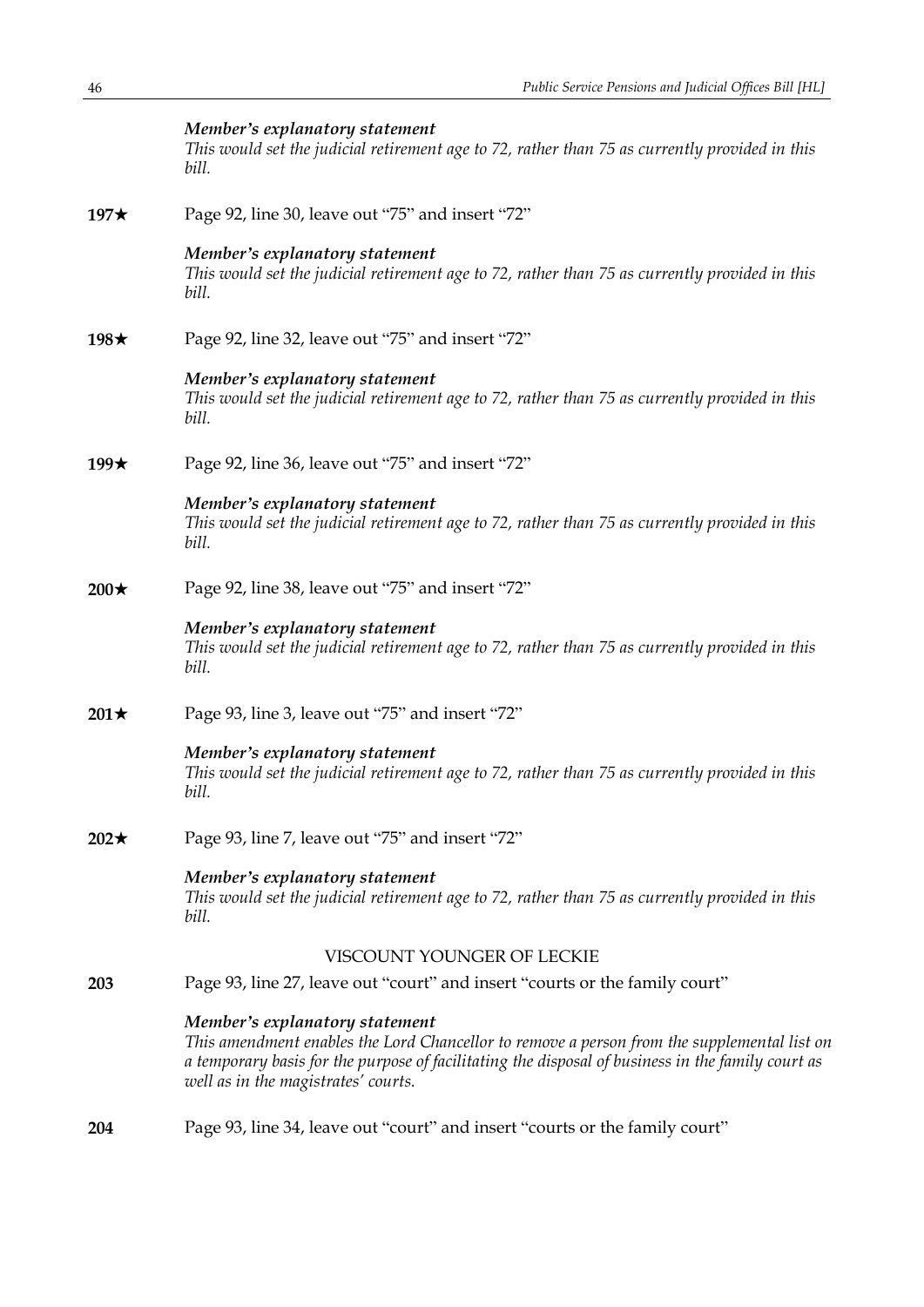***Member's explanatory statement***
*This would set the judicial retirement age to 72, rather than 75 as currently provided in this bill.*

**197★** Page 92, line 30, leave out "75" and insert "72"

***Member's explanatory statement***
*This would set the judicial retirement age to 72, rather than 75 as currently provided in this bill.*

**198★** Page 92, line 32, leave out "75" and insert "72"

***Member's explanatory statement***
*This would set the judicial retirement age to 72, rather than 75 as currently provided in this bill.*

**199★** Page 92, line 36, leave out "75" and insert "72"

***Member's explanatory statement***
*This would set the judicial retirement age to 72, rather than 75 as currently provided in this bill.*

**200★** Page 92, line 38, leave out "75" and insert "72"

***Member's explanatory statement***
*This would set the judicial retirement age to 72, rather than 75 as currently provided in this bill.*

**201★** Page 93, line 3, leave out "75" and insert "72"

***Member's explanatory statement***
*This would set the judicial retirement age to 72, rather than 75 as currently provided in this bill.*

**202★** Page 93, line 7, leave out "75" and insert "72"

***Member's explanatory statement***
*This would set the judicial retirement age to 72, rather than 75 as currently provided in this bill.*

VISCOUNT YOUNGER OF LECKIE

**203** Page 93, line 27, leave out "court" and insert "courts or the family court"

***Member's explanatory statement***
*This amendment enables the Lord Chancellor to remove a person from the supplemental list on a temporary basis for the purpose of facilitating the disposal of business in the family court as well as in the magistrates' courts.*

**204** Page 93, line 34, leave out "court" and insert "courts or the family court"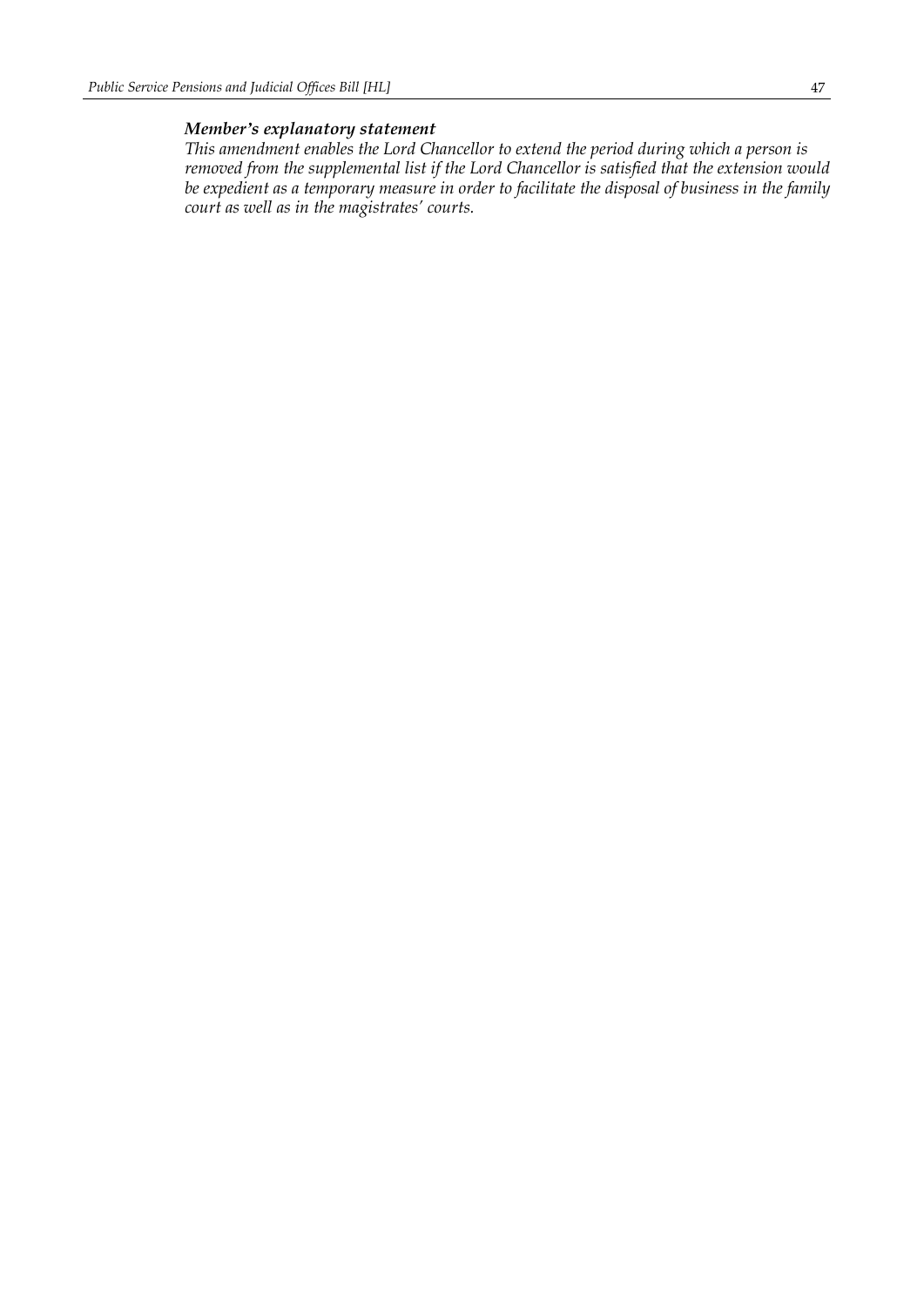***Member's explanatory statement***

*This amendment enables the Lord Chancellor to extend the period during which a person is removed from the supplemental list if the Lord Chancellor is satisfied that the extension would be expedient as a temporary measure in order to facilitate the disposal of business in the family court as well as in the magistrates' courts.*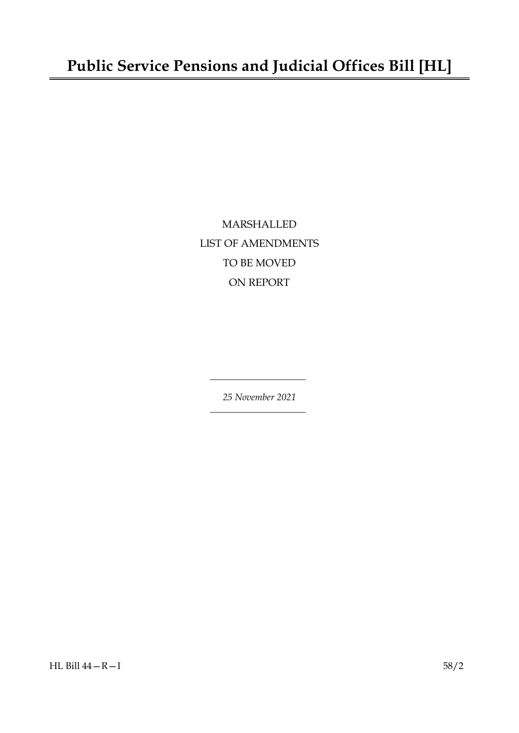# Public Service Pensions and Judicial Offices Bill [HL]

MARSHALLED

LIST OF AMENDMENTS

TO BE MOVED

ON REPORT

---

*25 November 2021*

---

HL Bill 44—R—I

58/2